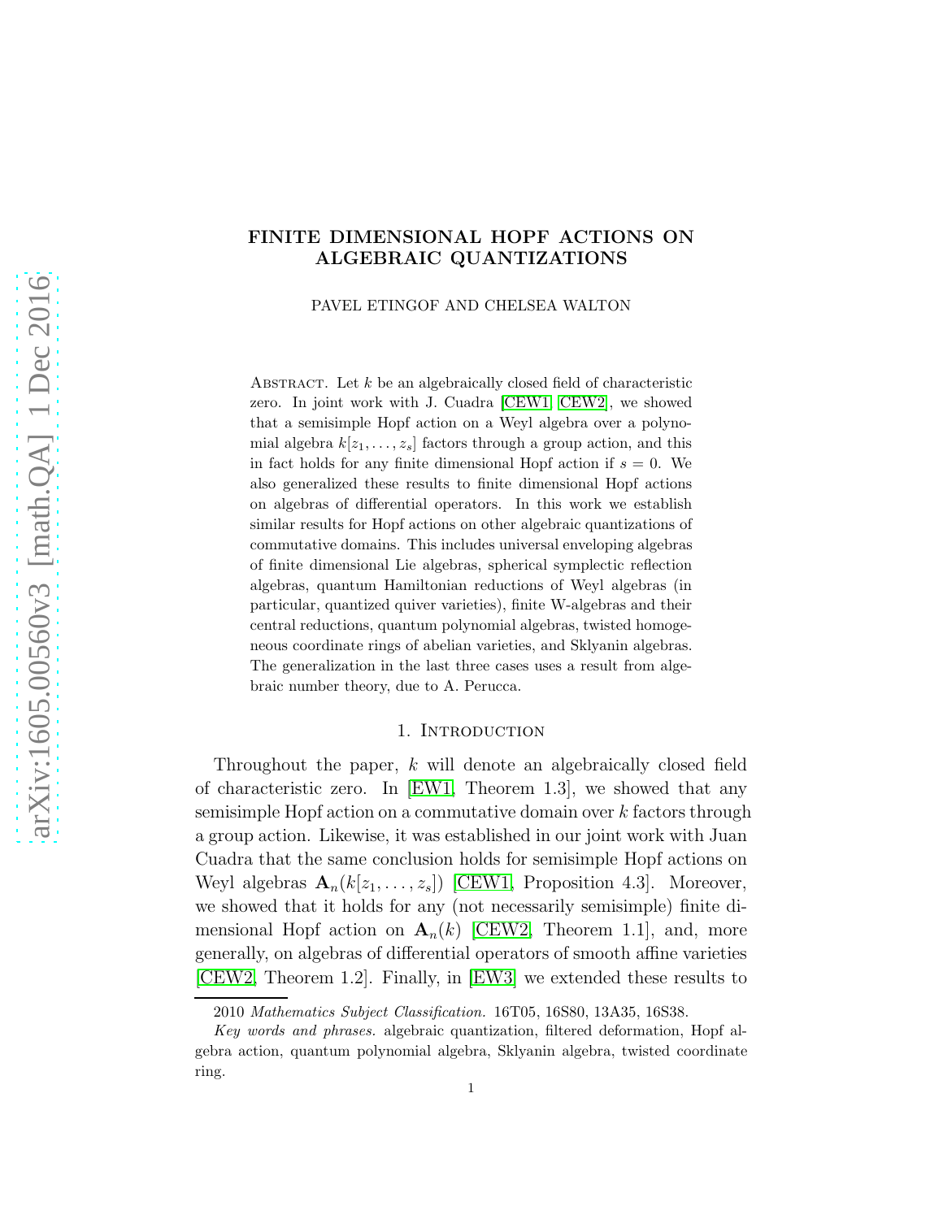# FINITE DIMENSIONAL HOPF ACTIONS ON ALGEBRAIC QUANTIZATIONS

PAVEL ETINGOF AND CHELSEA WALTON

Abstract. Let $k$ be an algebraically closed field of characteristic zero. In joint work with J. Cuadra [CEW1] [CEW2], we showed that a semisimple Hopf action on a Weyl algebra over a polynomial algebra $k[z_1, \ldots, z_s]$ factors through a group action, and this in fact holds for any finite dimensional Hopf action if $s = 0$. We also generalized these results to finite dimensional Hopf actions on algebras of differential operators. In this work we establish similar results for Hopf actions on other algebraic quantizations of commutative domains. This includes universal enveloping algebras of finite dimensional Lie algebras, spherical symplectic reflection algebras, quantum Hamiltonian reductions of Weyl algebras (in particular, quantized quiver varieties), finite W-algebras and their central reductions, quantum polynomial algebras, twisted homogeneous coordinate rings of abelian varieties, and Sklyanin algebras. The generalization in the last three cases uses a result from algebraic number theory, due to A. Perucca.

## 1. Introduction

Throughout the paper, $k$ will denote an algebraically closed field of characteristic zero. In [EW1, Theorem 1.3], we showed that any semisimple Hopf action on a commutative domain over $k$ factors through a group action. Likewise, it was established in our joint work with Juan Cuadra that the same conclusion holds for semisimple Hopf actions on Weyl algebras $\mathbf{A}_n(k[z_1, \ldots, z_s])$ [CEW1, Proposition 4.3]. Moreover, we showed that it holds for any (not necessarily semisimple) finite dimensional Hopf action on $\mathbf{A}_n(k)$ [CEW2, Theorem 1.1], and, more generally, on algebras of differential operators of smooth affine varieties [CEW2, Theorem 1.2]. Finally, in [EW3] we extended these results to

2010 *Mathematics Subject Classification.* 16T05, 16S80, 13A35, 16S38.

*Key words and phrases.* algebraic quantization, filtered deformation, Hopf algebra action, quantum polynomial algebra, Sklyanin algebra, twisted coordinate ring.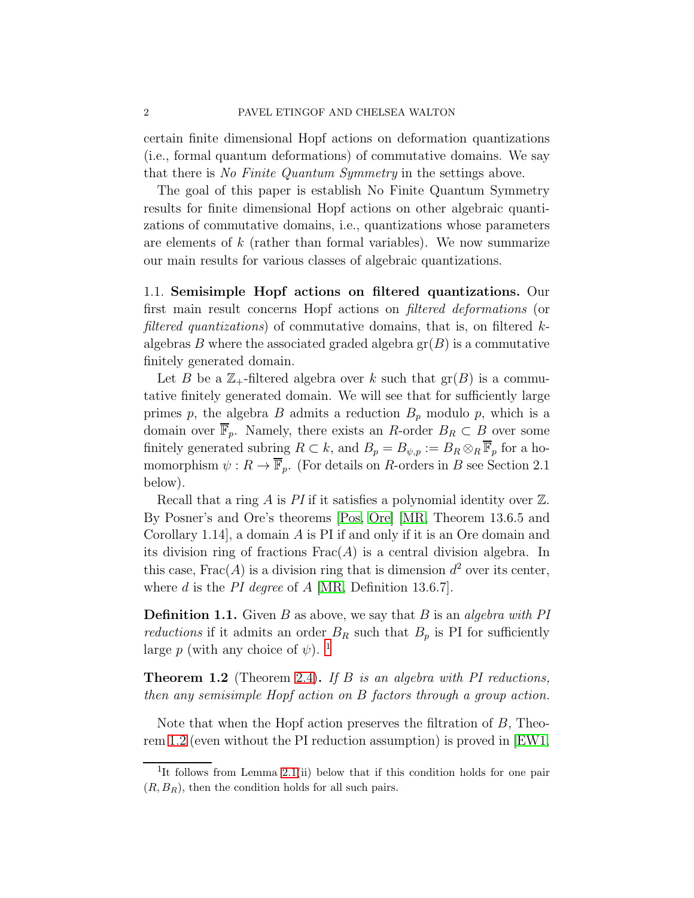certain finite dimensional Hopf actions on deformation quantizations (i.e., formal quantum deformations) of commutative domains. We say that there is *No Finite Quantum Symmetry* in the settings above.

The goal of this paper is establish No Finite Quantum Symmetry results for finite dimensional Hopf actions on other algebraic quantizations of commutative domains, i.e., quantizations whose parameters are elements of $k$ (rather than formal variables). We now summarize our main results for various classes of algebraic quantizations.

### 1.1. Semisimple Hopf actions on filtered quantizations.

Our first main result concerns Hopf actions on *filtered deformations* (or *filtered quantizations*) of commutative domains, that is, on filtered $k$-algebras $B$ where the associated graded algebra $\mathrm{gr}(B)$ is a commutative finitely generated domain.

Let $B$ be a $\mathbb{Z}_+$-filtered algebra over $k$ such that $\mathrm{gr}(B)$ is a commutative finitely generated domain. We will see that for sufficiently large primes $p$, the algebra $B$ admits a reduction $B_p$ modulo $p$, which is a domain over $\overline{\mathbb{F}}_p$. Namely, there exists an $R$-order $B_R \subset B$ over some finitely generated subring $R \subset k$, and $B_p = B_{\psi,p} := B_R \otimes_R \overline{\mathbb{F}}_p$ for a homomorphism $\psi : R \to \overline{\mathbb{F}}_p$. (For details on $R$-orders in $B$ see Section 2.1 below).

Recall that a ring $A$ is *PI* if it satisfies a polynomial identity over $\mathbb{Z}$. By Posner's and Ore's theorems [Pos, Ore] [MR, Theorem 13.6.5 and Corollary 1.14], a domain $A$ is PI if and only if it is an Ore domain and its division ring of fractions $\mathrm{Frac}(A)$ is a central division algebra. In this case, $\mathrm{Frac}(A)$ is a division ring that is dimension $d^2$ over its center, where $d$ is the *PI degree* of $A$ [MR, Definition 13.6.7].

**Definition 1.1.** Given $B$ as above, we say that $B$ is an *algebra with PI reductions* if it admits an order $B_R$ such that $B_p$ is PI for sufficiently large $p$ (with any choice of $\psi$). [1]

**Theorem 1.2** (Theorem 2.4)**.** *If $B$ is an algebra with PI reductions, then any semisimple Hopf action on $B$ factors through a group action.*

Note that when the Hopf action preserves the filtration of $B$, Theorem 1.2 (even without the PI reduction assumption) is proved in [EW1,

[1] It follows from Lemma 2.1(ii) below that if this condition holds for one pair $(R, B_R)$, then the condition holds for all such pairs.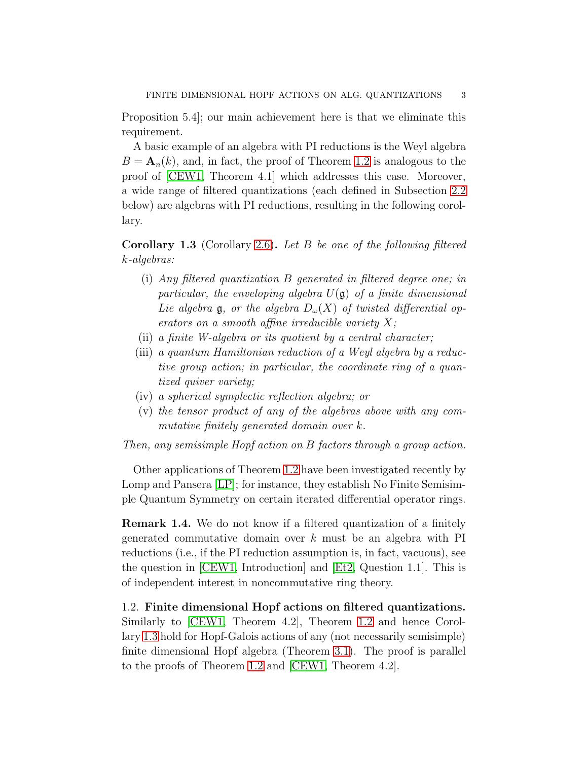Proposition 5.4]; our main achievement here is that we eliminate this requirement.

A basic example of an algebra with PI reductions is the Weyl algebra $B = \mathbf{A}_n(k)$, and, in fact, the proof of Theorem 1.2 is analogous to the proof of [CEW1, Theorem 4.1] which addresses this case. Moreover, a wide range of filtered quantizations (each defined in Subsection 2.2 below) are algebras with PI reductions, resulting in the following corollary.

**Corollary 1.3** (Corollary 2.6)**.** *Let $B$ be one of the following filtered $k$-algebras:*

- (i) *Any filtered quantization $B$ generated in filtered degree one; in particular, the enveloping algebra $U(\mathfrak{g})$ of a finite dimensional Lie algebra $\mathfrak{g}$, or the algebra $D_\omega(X)$ of twisted differential operators on a smooth affine irreducible variety $X$;*
- (ii) *a finite W-algebra or its quotient by a central character;*
- (iii) *a quantum Hamiltonian reduction of a Weyl algebra by a reductive group action; in particular, the coordinate ring of a quantized quiver variety;*
- (iv) *a spherical symplectic reflection algebra; or*
- (v) *the tensor product of any of the algebras above with any commutative finitely generated domain over $k$.*

*Then, any semisimple Hopf action on $B$ factors through a group action.*

Other applications of Theorem 1.2 have been investigated recently by Lomp and Pansera [LP]; for instance, they establish No Finite Semisimple Quantum Symmetry on certain iterated differential operator rings.

**Remark 1.4.** We do not know if a filtered quantization of a finitely generated commutative domain over $k$ must be an algebra with PI reductions (i.e., if the PI reduction assumption is, in fact, vacuous), see the question in [CEW1, Introduction] and [Et2, Question 1.1]. This is of independent interest in noncommutative ring theory.

1.2. **Finite dimensional Hopf actions on filtered quantizations.** Similarly to [CEW1, Theorem 4.2], Theorem 1.2 and hence Corollary 1.3 hold for Hopf-Galois actions of any (not necessarily semisimple) finite dimensional Hopf algebra (Theorem 3.1). The proof is parallel to the proofs of Theorem 1.2 and [CEW1, Theorem 4.2].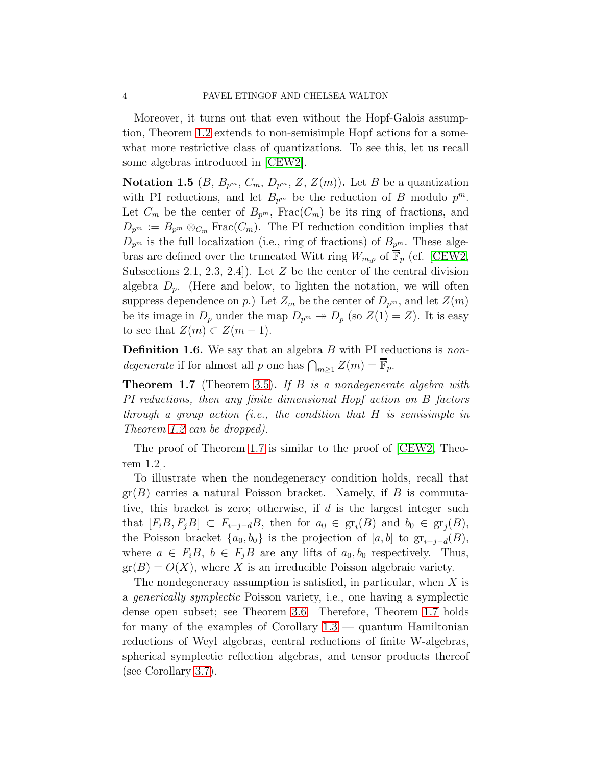Moreover, it turns out that even without the Hopf-Galois assumption, Theorem 1.2 extends to non-semisimple Hopf actions for a somewhat more restrictive class of quantizations. To see this, let us recall some algebras introduced in [CEW2].

**Notation 1.5** ($B$, $B_{p^m}$, $C_m$, $D_{p^m}$, $Z$, $Z(m)$)**.** Let $B$ be a quantization with PI reductions, and let $B_{p^m}$ be the reduction of $B$ modulo $p^m$. Let $C_m$ be the center of $B_{p^m}$, $\mathrm{Frac}(C_m)$ be its ring of fractions, and $D_{p^m} := B_{p^m} \otimes_{C_m} \mathrm{Frac}(C_m)$. The PI reduction condition implies that $D_{p^m}$ is the full localization (i.e., ring of fractions) of $B_{p^m}$. These algebras are defined over the truncated Witt ring $W_{m,p}$ of $\overline{\mathbb{F}}_p$ (cf. [CEW2, Subsections 2.1, 2.3, 2.4]). Let $Z$ be the center of the central division algebra $D_p$. (Here and below, to lighten the notation, we will often suppress dependence on $p$.) Let $Z_m$ be the center of $D_{p^m}$, and let $Z(m)$ be its image in $D_p$ under the map $D_{p^m} \twoheadrightarrow D_p$ (so $Z(1) = Z$). It is easy to see that $Z(m) \subset Z(m-1)$.

**Definition 1.6.** We say that an algebra $B$ with PI reductions is *nondegenerate* if for almost all $p$ one has $\bigcap_{m \geq 1} Z(m) = \overline{\mathbb{F}}_p$.

**Theorem 1.7** (Theorem 3.5)**.** *If $B$ is a nondegenerate algebra with PI reductions, then any finite dimensional Hopf action on $B$ factors through a group action (i.e., the condition that $H$ is semisimple in Theorem 1.2 can be dropped).*

The proof of Theorem 1.7 is similar to the proof of [CEW2, Theorem 1.2].

To illustrate when the nondegeneracy condition holds, recall that $\mathrm{gr}(B)$ carries a natural Poisson bracket. Namely, if $B$ is commutative, this bracket is zero; otherwise, if $d$ is the largest integer such that $[F_iB, F_jB] \subset F_{i+j-d}B$, then for $a_0 \in \mathrm{gr}_i(B)$ and $b_0 \in \mathrm{gr}_j(B)$, the Poisson bracket $\{a_0, b_0\}$ is the projection of $[a,b]$ to $\mathrm{gr}_{i+j-d}(B)$, where $a \in F_iB$, $b \in F_jB$ are any lifts of $a_0, b_0$ respectively. Thus, $\mathrm{gr}(B) = O(X)$, where $X$ is an irreducible Poisson algebraic variety.

The nondegeneracy assumption is satisfied, in particular, when $X$ is a *generically symplectic* Poisson variety, i.e., one having a symplectic dense open subset; see Theorem 3.6. Therefore, Theorem 1.7 holds for many of the examples of Corollary 1.3 — quantum Hamiltonian reductions of Weyl algebras, central reductions of finite W-algebras, spherical symplectic reflection algebras, and tensor products thereof (see Corollary 3.7).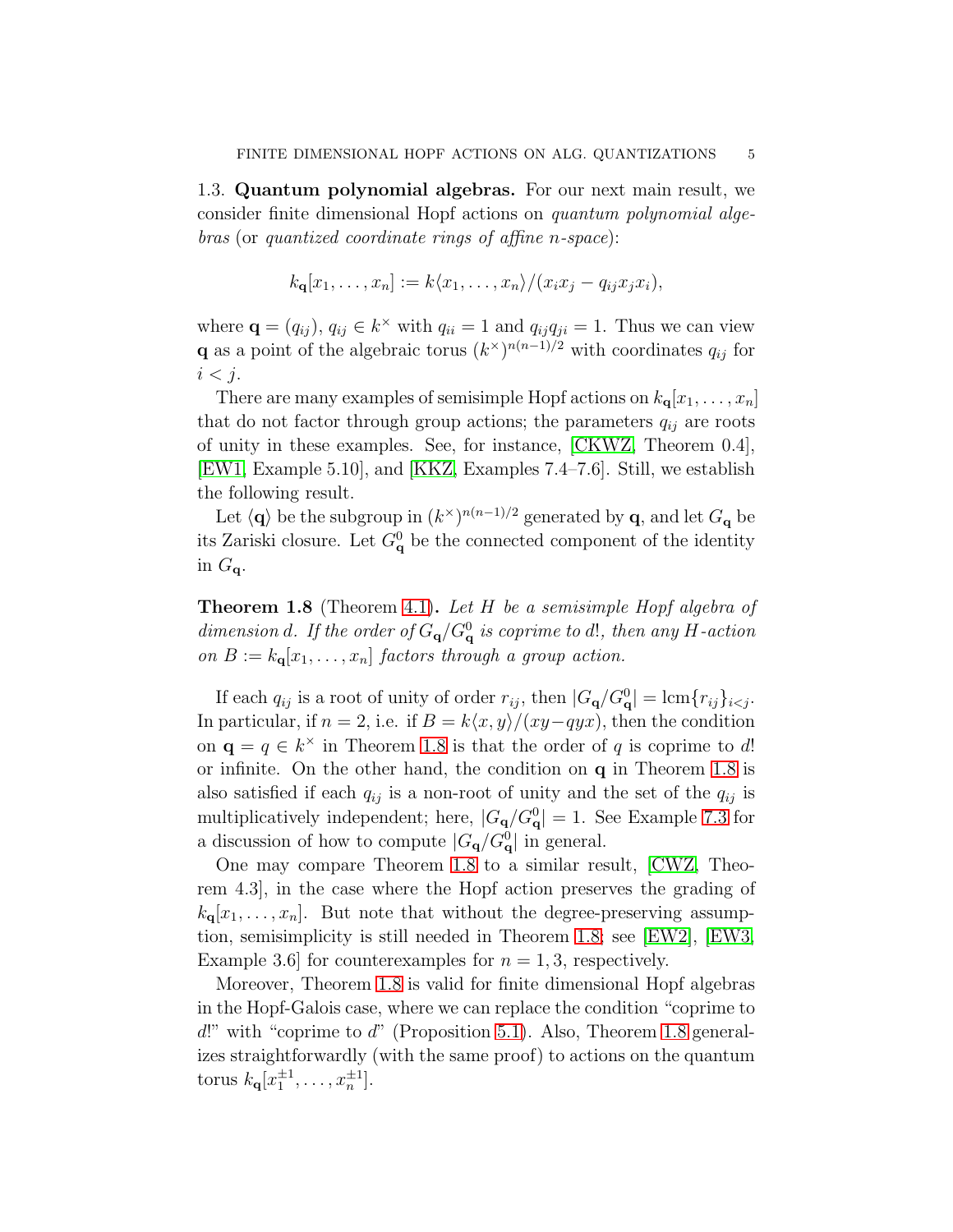### 1.3. Quantum polynomial algebras.

For our next main result, we consider finite dimensional Hopf actions on *quantum polynomial algebras* (or *quantized coordinate rings of affine n-space*):

$$k_{\mathbf{q}}[x_1, \dots, x_n] := k\langle x_1, \dots, x_n\rangle/(x_i x_j - q_{ij} x_j x_i),$$

where $\mathbf{q} = (q_{ij})$, $q_{ij} \in k^\times$ with $q_{ii} = 1$ and $q_{ij}q_{ji} = 1$. Thus we can view $\mathbf{q}$ as a point of the algebraic torus $(k^\times)^{n(n-1)/2}$ with coordinates $q_{ij}$ for $i < j$.

There are many examples of semisimple Hopf actions on $k_{\mathbf{q}}[x_1, \dots, x_n]$ that do not factor through group actions; the parameters $q_{ij}$ are roots of unity in these examples. See, for instance, [CKWZ, Theorem 0.4], [EW1, Example 5.10], and [KKZ, Examples 7.4–7.6]. Still, we establish the following result.

Let $\langle \mathbf{q} \rangle$ be the subgroup in $(k^\times)^{n(n-1)/2}$ generated by $\mathbf{q}$, and let $G_{\mathbf{q}}$ be its Zariski closure. Let $G^0_{\mathbf{q}}$ be the connected component of the identity in $G_{\mathbf{q}}$.

**Theorem 1.8** (Theorem 4.1)**.** *Let $H$ be a semisimple Hopf algebra of dimension $d$. If the order of $G_{\mathbf{q}}/G^0_{\mathbf{q}}$ is coprime to $d!$, then any $H$-action on $B := k_{\mathbf{q}}[x_1, \dots, x_n]$ factors through a group action.*

If each $q_{ij}$ is a root of unity of order $r_{ij}$, then $|G_{\mathbf{q}}/G^0_{\mathbf{q}}| = \operatorname{lcm}\{r_{ij}\}_{i<j}$. In particular, if $n = 2$, i.e. if $B = k\langle x, y\rangle/(xy - qyx)$, then the condition on $\mathbf{q} = q \in k^\times$ in Theorem 1.8 is that the order of $q$ is coprime to $d!$ or infinite. On the other hand, the condition on $\mathbf{q}$ in Theorem 1.8 is also satisfied if each $q_{ij}$ is a non-root of unity and the set of the $q_{ij}$ is multiplicatively independent; here, $|G_{\mathbf{q}}/G^0_{\mathbf{q}}| = 1$. See Example 7.3 for a discussion of how to compute $|G_{\mathbf{q}}/G^0_{\mathbf{q}}|$ in general.

One may compare Theorem 1.8 to a similar result, [CWZ, Theorem 4.3], in the case where the Hopf action preserves the grading of $k_{\mathbf{q}}[x_1, \dots, x_n]$. But note that without the degree-preserving assumption, semisimplicity is still needed in Theorem 1.8: see [EW2], [EW3, Example 3.6] for counterexamples for $n = 1, 3$, respectively.

Moreover, Theorem 1.8 is valid for finite dimensional Hopf algebras in the Hopf-Galois case, where we can replace the condition "coprime to $d!$" with "coprime to $d$" (Proposition 5.1). Also, Theorem 1.8 generalizes straightforwardly (with the same proof) to actions on the quantum torus $k_{\mathbf{q}}[x_1^{\pm 1}, \dots, x_n^{\pm 1}]$.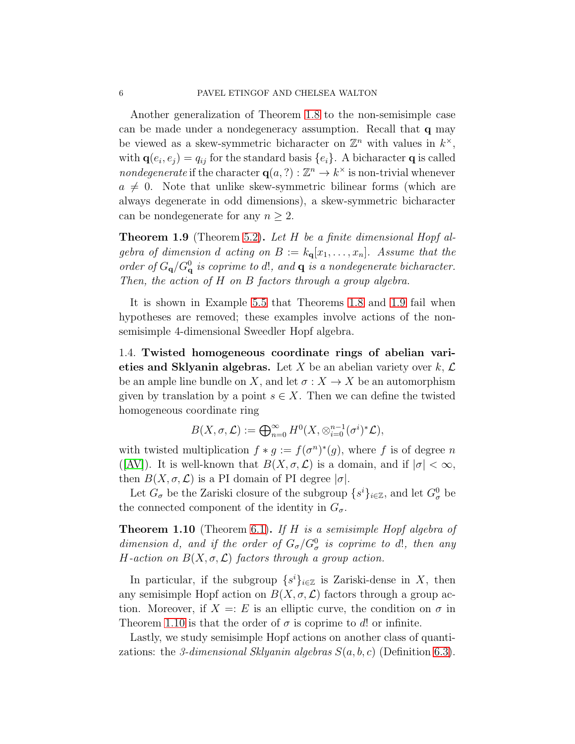Another generalization of Theorem 1.8 to the non-semisimple case can be made under a nondegeneracy assumption. Recall that $\mathbf{q}$ may be viewed as a skew-symmetric bicharacter on $\mathbb{Z}^n$ with values in $k^\times$, with $\mathbf{q}(e_i, e_j) = q_{ij}$ for the standard basis $\{e_i\}$. A bicharacter $\mathbf{q}$ is called *nondegenerate* if the character $\mathbf{q}(a, ?) : \mathbb{Z}^n \to k^\times$ is non-trivial whenever $a \neq 0$. Note that unlike skew-symmetric bilinear forms (which are always degenerate in odd dimensions), a skew-symmetric bicharacter can be nondegenerate for any $n \geq 2$.

**Theorem 1.9** (Theorem 5.2)**.** *Let $H$ be a finite dimensional Hopf algebra of dimension $d$ acting on $B := k_{\mathbf{q}}[x_1, \dots, x_n]$. Assume that the order of $G_{\mathbf{q}}/G^0_{\mathbf{q}}$ is coprime to $d!$, and $\mathbf{q}$ is a nondegenerate bicharacter. Then, the action of $H$ on $B$ factors through a group algebra.*

It is shown in Example 5.5 that Theorems 1.8 and 1.9 fail when hypotheses are removed; these examples involve actions of the non-semisimple 4-dimensional Sweedler Hopf algebra.

1.4. **Twisted homogeneous coordinate rings of abelian varieties and Sklyanin algebras.** Let $X$ be an abelian variety over $k$, $\mathcal{L}$ be an ample line bundle on $X$, and let $\sigma : X \to X$ be an automorphism given by translation by a point $s \in X$. Then we can define the twisted homogeneous coordinate ring

$$B(X, \sigma, \mathcal{L}) := \bigoplus_{n=0}^{\infty} H^0(X, \otimes_{i=0}^{n-1} (\sigma^i)^* \mathcal{L}),$$

with twisted multiplication $f * g := f(\sigma^n)^*(g)$, where $f$ is of degree $n$ ([AV]). It is well-known that $B(X, \sigma, \mathcal{L})$ is a domain, and if $|\sigma| < \infty$, then $B(X, \sigma, \mathcal{L})$ is a PI domain of PI degree $|\sigma|$.

Let $G_\sigma$ be the Zariski closure of the subgroup $\{s^i\}_{i \in \mathbb{Z}}$, and let $G^0_\sigma$ be the connected component of the identity in $G_\sigma$.

**Theorem 1.10** (Theorem 6.1)**.** *If $H$ is a semisimple Hopf algebra of dimension $d$, and if the order of $G_\sigma/G^0_\sigma$ is coprime to $d!$, then any $H$-action on $B(X, \sigma, \mathcal{L})$ factors through a group action.*

In particular, if the subgroup $\{s^i\}_{i \in \mathbb{Z}}$ is Zariski-dense in $X$, then any semisimple Hopf action on $B(X, \sigma, \mathcal{L})$ factors through a group action. Moreover, if $X =: E$ is an elliptic curve, the condition on $\sigma$ in Theorem 1.10 is that the order of $\sigma$ is coprime to $d!$ or infinite.

Lastly, we study semisimple Hopf actions on another class of quantizations: the *3-dimensional Sklyanin algebras* $S(a, b, c)$ (Definition 6.3).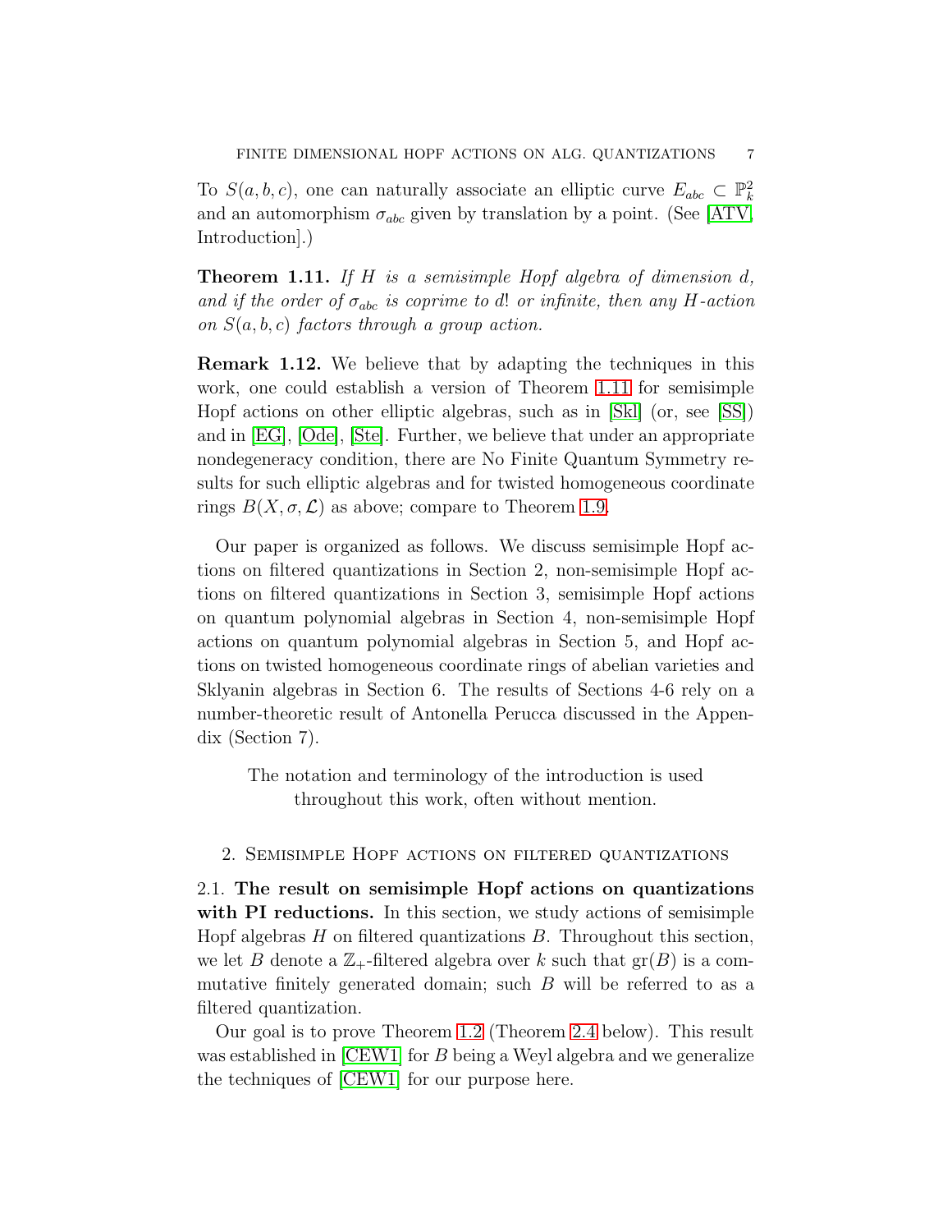To $S(a,b,c)$, one can naturally associate an elliptic curve $E_{abc} \subset \mathbb{P}^2_k$ and an automorphism $\sigma_{abc}$ given by translation by a point. (See [ATV, Introduction].)

**Theorem 1.11.** *If $H$ is a semisimple Hopf algebra of dimension $d$, and if the order of $\sigma_{abc}$ is coprime to $d!$ or infinite, then any $H$-action on $S(a,b,c)$ factors through a group action.*

**Remark 1.12.** We believe that by adapting the techniques in this work, one could establish a version of Theorem 1.11 for semisimple Hopf actions on other elliptic algebras, such as in [Skl] (or, see [SS]) and in [EG], [Ode], [Ste]. Further, we believe that under an appropriate nondegeneracy condition, there are No Finite Quantum Symmetry results for such elliptic algebras and for twisted homogeneous coordinate rings $B(X, \sigma, \mathcal{L})$ as above; compare to Theorem 1.9.

Our paper is organized as follows. We discuss semisimple Hopf actions on filtered quantizations in Section 2, non-semisimple Hopf actions on filtered quantizations in Section 3, semisimple Hopf actions on quantum polynomial algebras in Section 4, non-semisimple Hopf actions on quantum polynomial algebras in Section 5, and Hopf actions on twisted homogeneous coordinate rings of abelian varieties and Sklyanin algebras in Section 6. The results of Sections 4-6 rely on a number-theoretic result of Antonella Perucca discussed in the Appendix (Section 7).

The notation and terminology of the introduction is used throughout this work, often without mention.

## 2. Semisimple Hopf actions on filtered quantizations

2.1. **The result on semisimple Hopf actions on quantizations with PI reductions.** In this section, we study actions of semisimple Hopf algebras $H$ on filtered quantizations $B$. Throughout this section, we let $B$ denote a $\mathbb{Z}_+$-filtered algebra over $k$ such that $\mathrm{gr}(B)$ is a commutative finitely generated domain; such $B$ will be referred to as a filtered quantization.

Our goal is to prove Theorem 1.2 (Theorem 2.4 below). This result was established in [CEW1] for $B$ being a Weyl algebra and we generalize the techniques of [CEW1] for our purpose here.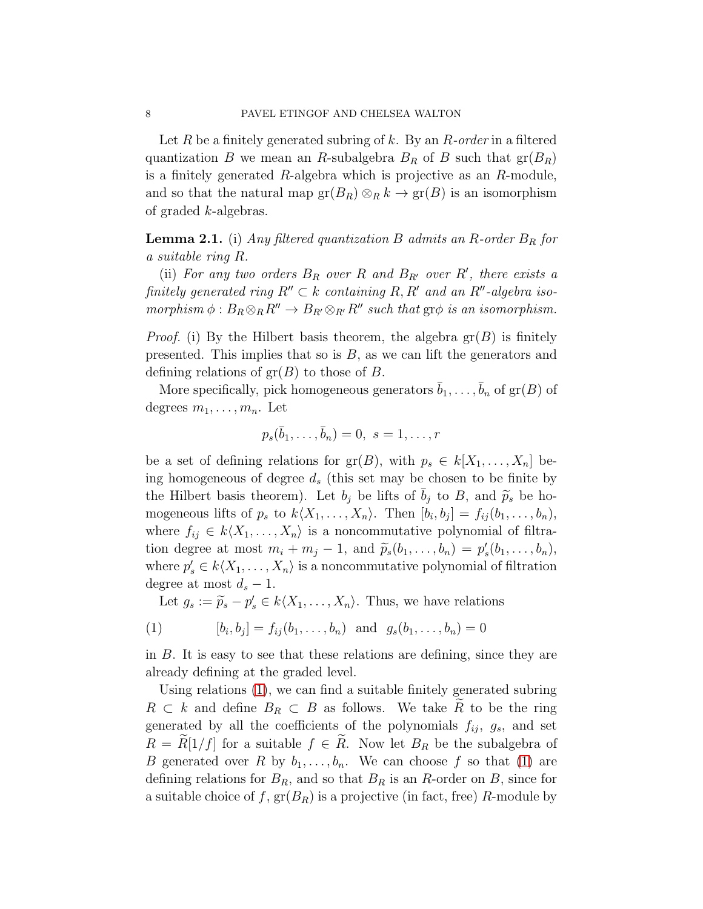Let $R$ be a finitely generated subring of $k$. By an *$R$-order* in a filtered quantization $B$ we mean an $R$-subalgebra $B_R$ of $B$ such that $\mathrm{gr}(B_R)$ is a finitely generated $R$-algebra which is projective as an $R$-module, and so that the natural map $\mathrm{gr}(B_R) \otimes_R k \to \mathrm{gr}(B)$ is an isomorphism of graded $k$-algebras.

**Lemma 2.1.** (i) *Any filtered quantization $B$ admits an $R$-order $B_R$ for a suitable ring $R$.*

(ii) *For any two orders $B_R$ over $R$ and $B_{R'}$ over $R'$, there exists a finitely generated ring $R'' \subset k$ containing $R, R'$ and an $R''$-algebra isomorphism $\phi : B_R \otimes_R R'' \to B_{R'} \otimes_{R'} R''$ such that $\mathrm{gr}\phi$ is an isomorphism.*

*Proof.* (i) By the Hilbert basis theorem, the algebra $\mathrm{gr}(B)$ is finitely presented. This implies that so is $B$, as we can lift the generators and defining relations of $\mathrm{gr}(B)$ to those of $B$.

More specifically, pick homogeneous generators $\bar{b}_1, \ldots, \bar{b}_n$ of $\mathrm{gr}(B)$ of degrees $m_1, \ldots, m_n$. Let

$$p_s(\bar{b}_1, \ldots, \bar{b}_n) = 0, \; s = 1, \ldots, r$$

be a set of defining relations for $\mathrm{gr}(B)$, with $p_s \in k[X_1, \ldots, X_n]$ being homogeneous of degree $d_s$ (this set may be chosen to be finite by the Hilbert basis theorem). Let $b_j$ be lifts of $\bar{b}_j$ to $B$, and $\widetilde{p}_s$ be homogeneous lifts of $p_s$ to $k\langle X_1, \ldots, X_n\rangle$. Then $[b_i, b_j] = f_{ij}(b_1, \ldots, b_n)$, where $f_{ij} \in k\langle X_1, \ldots, X_n\rangle$ is a noncommutative polynomial of filtration degree at most $m_i + m_j - 1$, and $\widetilde{p}_s(b_1, \ldots, b_n) = p'_s(b_1, \ldots, b_n)$, where $p'_s \in k\langle X_1, \ldots, X_n\rangle$ is a noncommutative polynomial of filtration degree at most $d_s - 1$.

Let $g_s := \widetilde{p}_s - p'_s \in k\langle X_1, \ldots, X_n\rangle$. Thus, we have relations

$$[b_i, b_j] = f_{ij}(b_1, \ldots, b_n) \;\; \text{and} \;\; g_s(b_1, \ldots, b_n) = 0 \tag{1}$$

in $B$. It is easy to see that these relations are defining, since they are already defining at the graded level.

Using relations (1), we can find a suitable finitely generated subring $R \subset k$ and define $B_R \subset B$ as follows. We take $\widetilde{R}$ to be the ring generated by all the coefficients of the polynomials $f_{ij}$, $g_s$, and set $R = \widetilde{R}[1/f]$ for a suitable $f \in \widetilde{R}$. Now let $B_R$ be the subalgebra of $B$ generated over $R$ by $b_1, \ldots, b_n$. We can choose $f$ so that (1) are defining relations for $B_R$, and so that $B_R$ is an $R$-order on $B$, since for a suitable choice of $f$, $\mathrm{gr}(B_R)$ is a projective (in fact, free) $R$-module by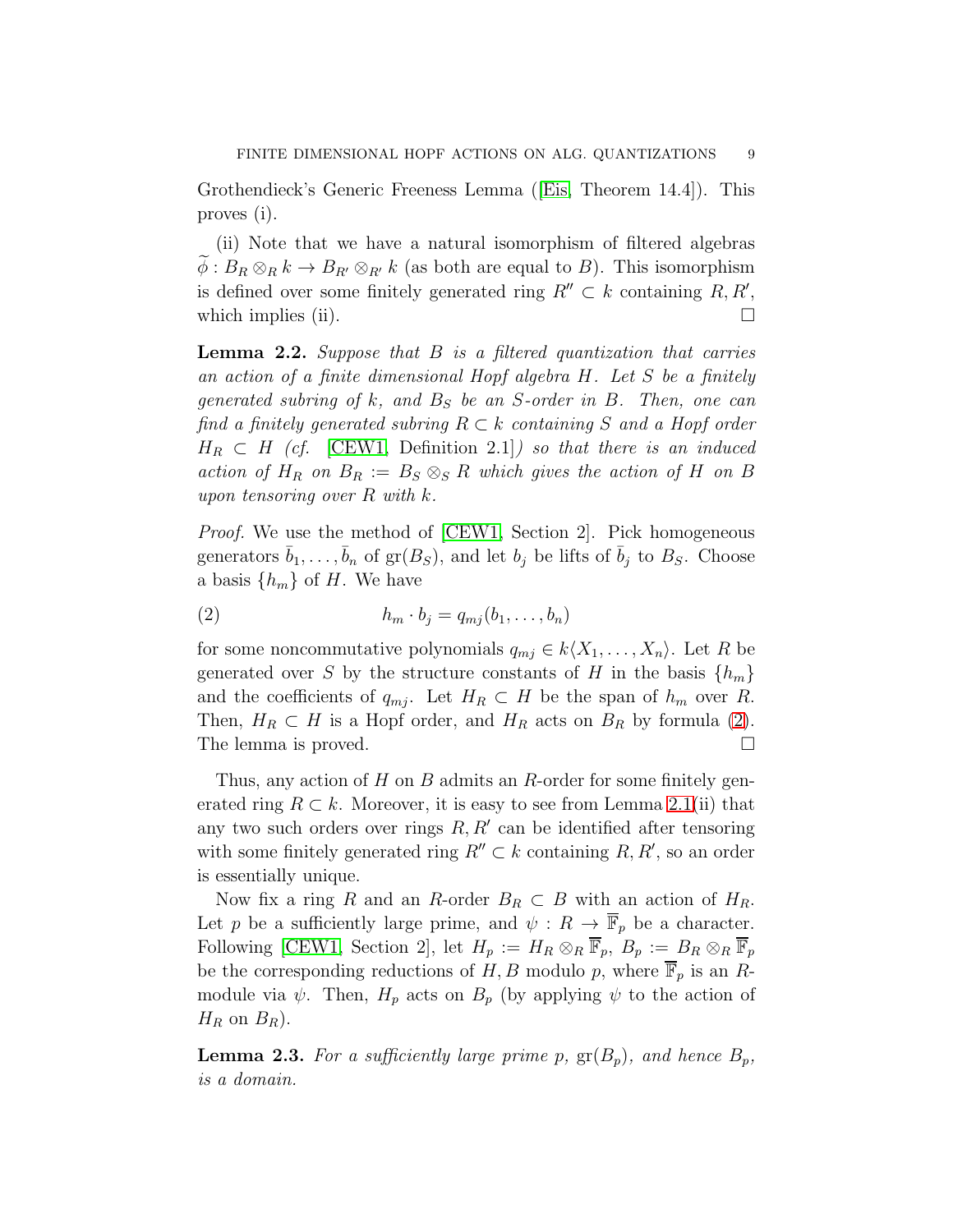Grothendieck's Generic Freeness Lemma ([Eis, Theorem 14.4]). This proves (i).

(ii) Note that we have a natural isomorphism of filtered algebras $\widetilde{\phi} : B_R \otimes_R k \to B_{R'} \otimes_{R'} k$ (as both are equal to $B$). This isomorphism is defined over some finitely generated ring $R'' \subset k$ containing $R, R'$, which implies (ii). $\square$

**Lemma 2.2.** *Suppose that $B$ is a filtered quantization that carries an action of a finite dimensional Hopf algebra $H$. Let $S$ be a finitely generated subring of $k$, and $B_S$ be an $S$-order in $B$. Then, one can find a finitely generated subring $R \subset k$ containing $S$ and a Hopf order $H_R \subset H$ (cf. [CEW1, Definition 2.1]) so that there is an induced action of $H_R$ on $B_R := B_S \otimes_S R$ which gives the action of $H$ on $B$ upon tensoring over $R$ with $k$.*

*Proof.* We use the method of [CEW1, Section 2]. Pick homogeneous generators $\bar{b}_1, \ldots, \bar{b}_n$ of $\mathrm{gr}(B_S)$, and let $b_j$ be lifts of $\bar{b}_j$ to $B_S$. Choose a basis $\{h_m\}$ of $H$. We have

$$h_m \cdot b_j = q_{mj}(b_1, \ldots, b_n) \tag{2}$$

for some noncommutative polynomials $q_{mj} \in k\langle X_1, \ldots, X_n \rangle$. Let $R$ be generated over $S$ by the structure constants of $H$ in the basis $\{h_m\}$ and the coefficients of $q_{mj}$. Let $H_R \subset H$ be the span of $h_m$ over $R$. Then, $H_R \subset H$ is a Hopf order, and $H_R$ acts on $B_R$ by formula (2). The lemma is proved. $\square$

Thus, any action of $H$ on $B$ admits an $R$-order for some finitely generated ring $R \subset k$. Moreover, it is easy to see from Lemma 2.1(ii) that any two such orders over rings $R, R'$ can be identified after tensoring with some finitely generated ring $R'' \subset k$ containing $R, R'$, so an order is essentially unique.

Now fix a ring $R$ and an $R$-order $B_R \subset B$ with an action of $H_R$. Let $p$ be a sufficiently large prime, and $\psi : R \to \overline{\mathbb{F}}_p$ be a character. Following [CEW1, Section 2], let $H_p := H_R \otimes_R \overline{\mathbb{F}}_p$, $B_p := B_R \otimes_R \overline{\mathbb{F}}_p$ be the corresponding reductions of $H, B$ modulo $p$, where $\overline{\mathbb{F}}_p$ is an $R$-module via $\psi$. Then, $H_p$ acts on $B_p$ (by applying $\psi$ to the action of $H_R$ on $B_R$).

**Lemma 2.3.** *For a sufficiently large prime $p$, $\mathrm{gr}(B_p)$, and hence $B_p$, is a domain.*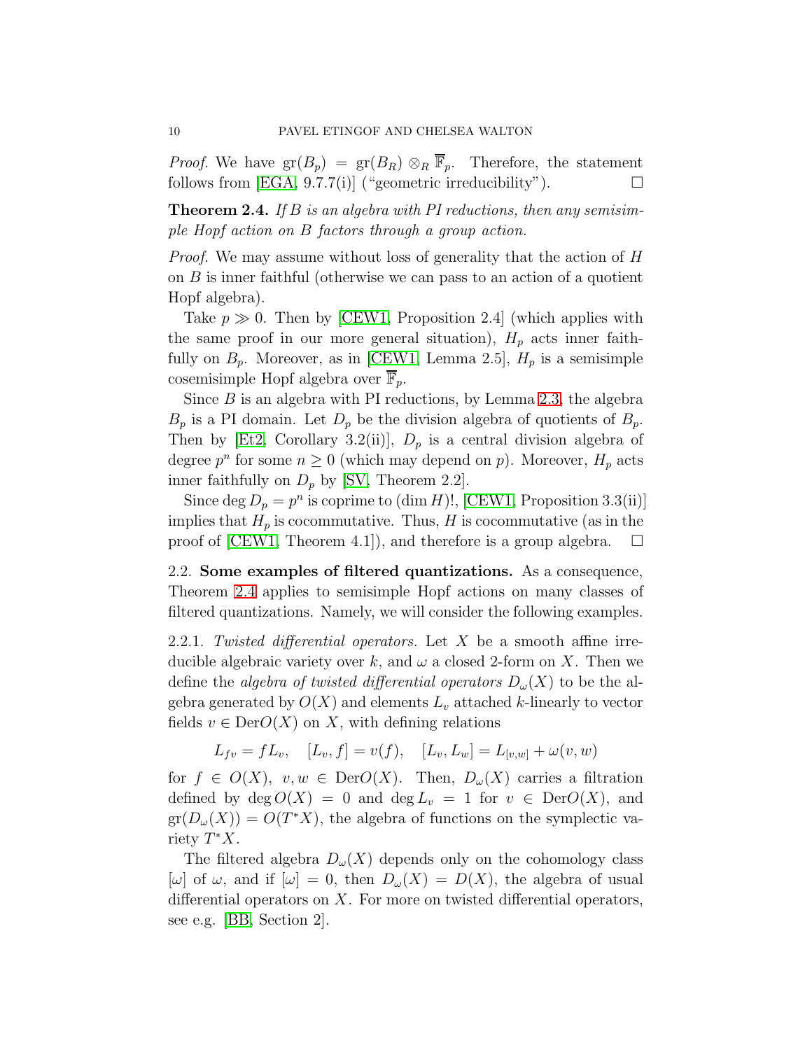*Proof.* We have $\mathrm{gr}(B_p) = \mathrm{gr}(B_R) \otimes_R \overline{\mathbb{F}}_p$. Therefore, the statement follows from [EGA, 9.7.7(i)] ("geometric irreducibility"). $\square$

**Theorem 2.4.** *If $B$ is an algebra with PI reductions, then any semisimple Hopf action on $B$ factors through a group action.*

*Proof.* We may assume without loss of generality that the action of $H$ on $B$ is inner faithful (otherwise we can pass to an action of a quotient Hopf algebra).

Take $p \gg 0$. Then by [CEW1, Proposition 2.4] (which applies with the same proof in our more general situation), $H_p$ acts inner faithfully on $B_p$. Moreover, as in [CEW1, Lemma 2.5], $H_p$ is a semisimple cosemisimple Hopf algebra over $\overline{\mathbb{F}}_p$.

Since $B$ is an algebra with PI reductions, by Lemma 2.3, the algebra $B_p$ is a PI domain. Let $D_p$ be the division algebra of quotients of $B_p$. Then by [Et2, Corollary 3.2(ii)], $D_p$ is a central division algebra of degree $p^n$ for some $n \geq 0$ (which may depend on $p$). Moreover, $H_p$ acts inner faithfully on $D_p$ by [SV, Theorem 2.2].

Since $\deg D_p = p^n$ is coprime to $(\dim H)!$, [CEW1, Proposition 3.3(ii)] implies that $H_p$ is cocommutative. Thus, $H$ is cocommutative (as in the proof of [CEW1, Theorem 4.1]), and therefore is a group algebra. $\square$

## 2.2. Some examples of filtered quantizations.

As a consequence, Theorem 2.4 applies to semisimple Hopf actions on many classes of filtered quantizations. Namely, we will consider the following examples.

2.2.1. *Twisted differential operators.* Let $X$ be a smooth affine irreducible algebraic variety over $k$, and $\omega$ a closed 2-form on $X$. Then we define the *algebra of twisted differential operators* $D_\omega(X)$ to be the algebra generated by $O(X)$ and elements $L_v$ attached $k$-linearly to vector fields $v \in \mathrm{Der}O(X)$ on $X$, with defining relations

$$L_{fv} = fL_v, \quad [L_v, f] = v(f), \quad [L_v, L_w] = L_{[v,w]} + \omega(v, w)$$

for $f \in O(X)$, $v, w \in \mathrm{Der}O(X)$. Then, $D_\omega(X)$ carries a filtration defined by $\deg O(X) = 0$ and $\deg L_v = 1$ for $v \in \mathrm{Der}O(X)$, and $\mathrm{gr}(D_\omega(X)) = O(T^*X)$, the algebra of functions on the symplectic variety $T^*X$.

The filtered algebra $D_\omega(X)$ depends only on the cohomology class $[\omega]$ of $\omega$, and if $[\omega] = 0$, then $D_\omega(X) = D(X)$, the algebra of usual differential operators on $X$. For more on twisted differential operators, see e.g. [BB, Section 2].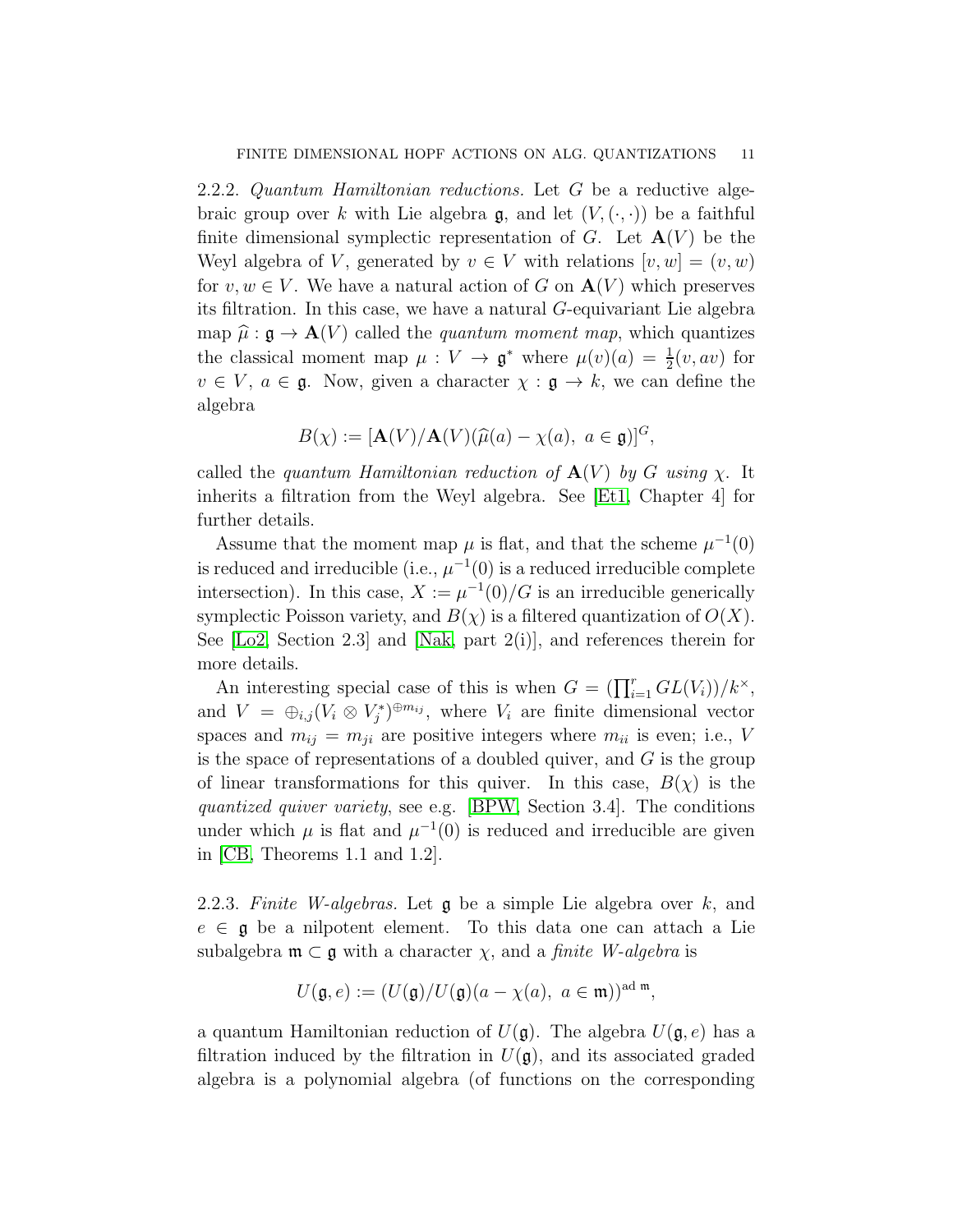2.2.2. *Quantum Hamiltonian reductions.* Let $G$ be a reductive algebraic group over $k$ with Lie algebra $\mathfrak{g}$, and let $(V, (\cdot,\cdot))$ be a faithful finite dimensional symplectic representation of $G$. Let $\mathbf{A}(V)$ be the Weyl algebra of $V$, generated by $v \in V$ with relations $[v, w] = (v, w)$ for $v, w \in V$. We have a natural action of $G$ on $\mathbf{A}(V)$ which preserves its filtration. In this case, we have a natural $G$-equivariant Lie algebra map $\widehat{\mu} : \mathfrak{g} \to \mathbf{A}(V)$ called the *quantum moment map*, which quantizes the classical moment map $\mu : V \to \mathfrak{g}^*$ where $\mu(v)(a) = \frac{1}{2}(v, av)$ for $v \in V$, $a \in \mathfrak{g}$. Now, given a character $\chi : \mathfrak{g} \to k$, we can define the algebra

$$B(\chi) := [\mathbf{A}(V)/\mathbf{A}(V)(\widehat{\mu}(a) - \chi(a),\ a \in \mathfrak{g})]^G,$$

called the *quantum Hamiltonian reduction of* $\mathbf{A}(V)$ *by* $G$ *using* $\chi$. It inherits a filtration from the Weyl algebra. See [Et1, Chapter 4] for further details.

Assume that the moment map $\mu$ is flat, and that the scheme $\mu^{-1}(0)$ is reduced and irreducible (i.e., $\mu^{-1}(0)$ is a reduced irreducible complete intersection). In this case, $X := \mu^{-1}(0)/G$ is an irreducible generically symplectic Poisson variety, and $B(\chi)$ is a filtered quantization of $O(X)$. See [Lo2, Section 2.3] and [Nak, part 2(i)], and references therein for more details.

An interesting special case of this is when $G = (\prod_{i=1}^r GL(V_i))/k^\times$, and $V = \oplus_{i,j}(V_i \otimes V_j^*)^{\oplus m_{ij}}$, where $V_i$ are finite dimensional vector spaces and $m_{ij} = m_{ji}$ are positive integers where $m_{ii}$ is even; i.e., $V$ is the space of representations of a doubled quiver, and $G$ is the group of linear transformations for this quiver. In this case, $B(\chi)$ is the *quantized quiver variety*, see e.g. [BPW, Section 3.4]. The conditions under which $\mu$ is flat and $\mu^{-1}(0)$ is reduced and irreducible are given in [CB, Theorems 1.1 and 1.2].

2.2.3. *Finite W-algebras.* Let $\mathfrak{g}$ be a simple Lie algebra over $k$, and $e \in \mathfrak{g}$ be a nilpotent element. To this data one can attach a Lie subalgebra $\mathfrak{m} \subset \mathfrak{g}$ with a character $\chi$, and a *finite W-algebra* is

$$U(\mathfrak{g}, e) := (U(\mathfrak{g})/U(\mathfrak{g})(a - \chi(a),\ a \in \mathfrak{m}))^{\mathrm{ad}\,\mathfrak{m}},$$

a quantum Hamiltonian reduction of $U(\mathfrak{g})$. The algebra $U(\mathfrak{g}, e)$ has a filtration induced by the filtration in $U(\mathfrak{g})$, and its associated graded algebra is a polynomial algebra (of functions on the corresponding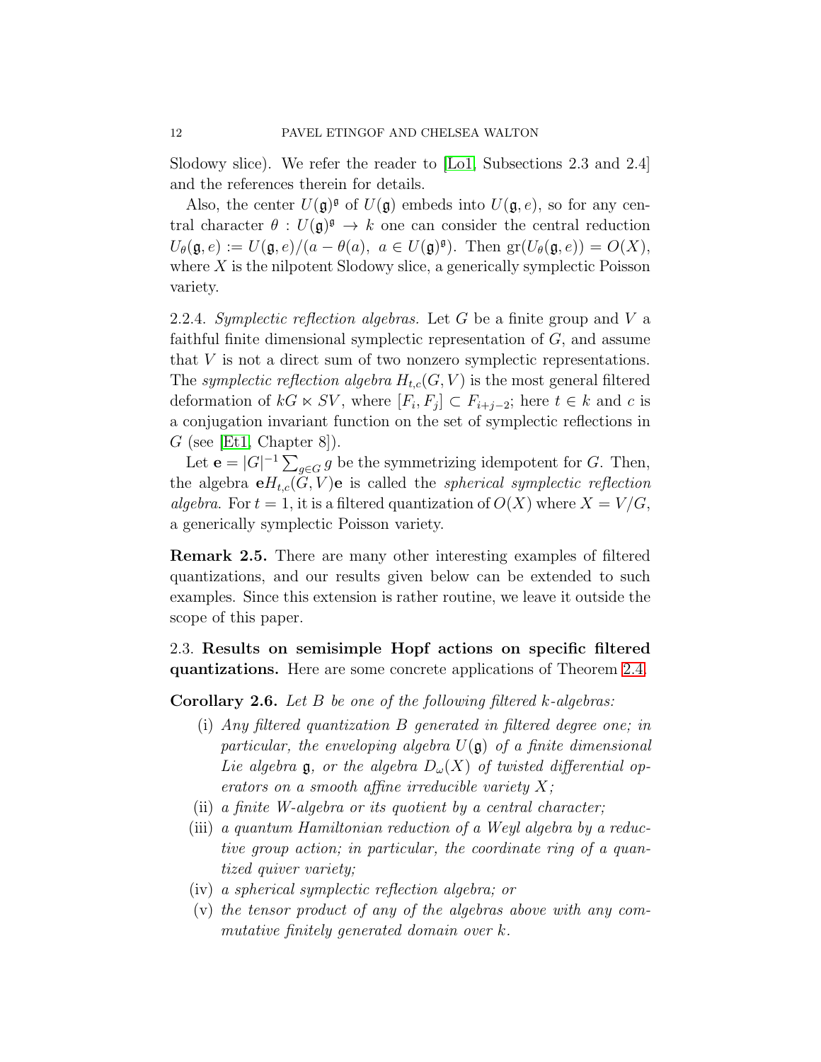Slodowy slice). We refer the reader to [Lo1, Subsections 2.3 and 2.4] and the references therein for details.

Also, the center $U(\mathfrak{g})^{\mathfrak{g}}$ of $U(\mathfrak{g})$ embeds into $U(\mathfrak{g}, e)$, so for any central character $\theta : U(\mathfrak{g})^{\mathfrak{g}} \to k$ one can consider the central reduction $U_\theta(\mathfrak{g}, e) := U(\mathfrak{g}, e)/(a - \theta(a),\ a \in U(\mathfrak{g})^{\mathfrak{g}})$. Then $\mathrm{gr}(U_\theta(\mathfrak{g}, e)) = O(X)$, where $X$ is the nilpotent Slodowy slice, a generically symplectic Poisson variety.

2.2.4. *Symplectic reflection algebras.* Let $G$ be a finite group and $V$ a faithful finite dimensional symplectic representation of $G$, and assume that $V$ is not a direct sum of two nonzero symplectic representations. The *symplectic reflection algebra* $H_{t,c}(G, V)$ is the most general filtered deformation of $kG \ltimes SV$, where $[F_i, F_j] \subset F_{i+j-2}$; here $t \in k$ and $c$ is a conjugation invariant function on the set of symplectic reflections in $G$ (see [Et1, Chapter 8]).

Let $\mathbf{e} = |G|^{-1} \sum_{g \in G} g$ be the symmetrizing idempotent for $G$. Then, the algebra $\mathbf{e}H_{t,c}(G, V)\mathbf{e}$ is called the *spherical symplectic reflection algebra*. For $t = 1$, it is a filtered quantization of $O(X)$ where $X = V/G$, a generically symplectic Poisson variety.

**Remark 2.5.** There are many other interesting examples of filtered quantizations, and our results given below can be extended to such examples. Since this extension is rather routine, we leave it outside the scope of this paper.

2.3. **Results on semisimple Hopf actions on specific filtered quantizations.** Here are some concrete applications of Theorem 2.4.

**Corollary 2.6.** *Let $B$ be one of the following filtered $k$-algebras:*

(i) *Any filtered quantization $B$ generated in filtered degree one; in particular, the enveloping algebra $U(\mathfrak{g})$ of a finite dimensional Lie algebra $\mathfrak{g}$, or the algebra $D_\omega(X)$ of twisted differential operators on a smooth affine irreducible variety $X$;*

(ii) *a finite W-algebra or its quotient by a central character;*

(iii) *a quantum Hamiltonian reduction of a Weyl algebra by a reductive group action; in particular, the coordinate ring of a quantized quiver variety;*

(iv) *a spherical symplectic reflection algebra; or*

(v) *the tensor product of any of the algebras above with any commutative finitely generated domain over $k$.*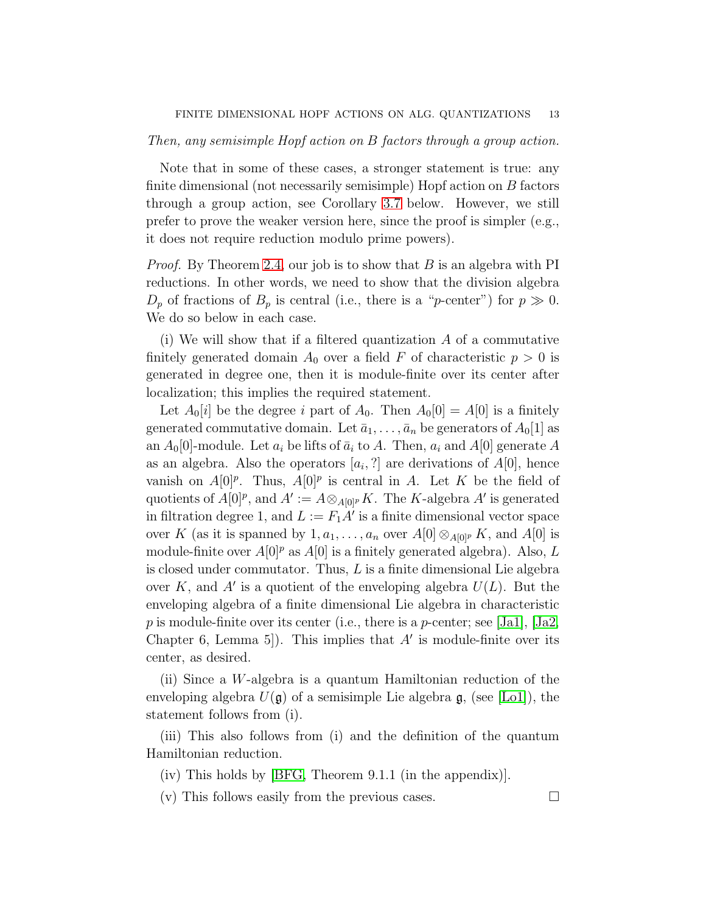*Then, any semisimple Hopf action on $B$ factors through a group action.*

Note that in some of these cases, a stronger statement is true: any finite dimensional (not necessarily semisimple) Hopf action on $B$ factors through a group action, see Corollary 3.7 below. However, we still prefer to prove the weaker version here, since the proof is simpler (e.g., it does not require reduction modulo prime powers).

*Proof.* By Theorem 2.4, our job is to show that $B$ is an algebra with PI reductions. In other words, we need to show that the division algebra $D_p$ of fractions of $B_p$ is central (i.e., there is a "$p$-center") for $p \gg 0$. We do so below in each case.

(i) We will show that if a filtered quantization $A$ of a commutative finitely generated domain $A_0$ over a field $F$ of characteristic $p > 0$ is generated in degree one, then it is module-finite over its center after localization; this implies the required statement.

Let $A_0[i]$ be the degree $i$ part of $A_0$. Then $A_0[0] = A[0]$ is a finitely generated commutative domain. Let $\bar{a}_1, \ldots, \bar{a}_n$ be generators of $A_0[1]$ as an $A_0[0]$-module. Let $a_i$ be lifts of $\bar{a}_i$ to $A$. Then, $a_i$ and $A[0]$ generate $A$ as an algebra. Also the operators $[a_i, ?]$ are derivations of $A[0]$, hence vanish on $A[0]^p$. Thus, $A[0]^p$ is central in $A$. Let $K$ be the field of quotients of $A[0]^p$, and $A' := A \otimes_{A[0]^p} K$. The $K$-algebra $A'$ is generated in filtration degree 1, and $L := F_1 A'$ is a finite dimensional vector space over $K$ (as it is spanned by $1, a_1, \ldots, a_n$ over $A[0] \otimes_{A[0]^p} K$, and $A[0]$ is module-finite over $A[0]^p$ as $A[0]$ is a finitely generated algebra). Also, $L$ is closed under commutator. Thus, $L$ is a finite dimensional Lie algebra over $K$, and $A'$ is a quotient of the enveloping algebra $U(L)$. But the enveloping algebra of a finite dimensional Lie algebra in characteristic $p$ is module-finite over its center (i.e., there is a $p$-center; see [Ja1], [Ja2, Chapter 6, Lemma 5]). This implies that $A'$ is module-finite over its center, as desired.

(ii) Since a $W$-algebra is a quantum Hamiltonian reduction of the enveloping algebra $U(\mathfrak{g})$ of a semisimple Lie algebra $\mathfrak{g}$, (see [Lo1]), the statement follows from (i).

(iii) This also follows from (i) and the definition of the quantum Hamiltonian reduction.

(iv) This holds by [BFG, Theorem 9.1.1 (in the appendix)].

(v) This follows easily from the previous cases. $\square$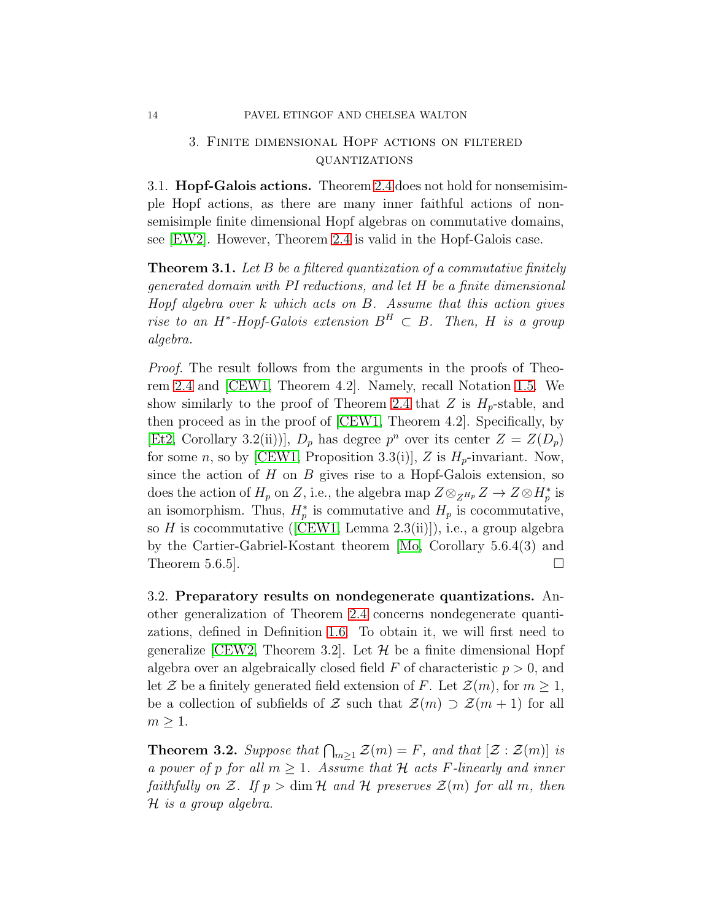## 3. Finite dimensional Hopf actions on filtered quantizations

3.1. **Hopf-Galois actions.** Theorem 2.4 does not hold for nonsemisimple Hopf actions, as there are many inner faithful actions of nonsemisimple finite dimensional Hopf algebras on commutative domains, see [EW2]. However, Theorem 2.4 is valid in the Hopf-Galois case.

**Theorem 3.1.** *Let $B$ be a filtered quantization of a commutative finitely generated domain with PI reductions, and let $H$ be a finite dimensional Hopf algebra over $k$ which acts on $B$. Assume that this action gives rise to an $H^*$-Hopf-Galois extension $B^H \subset B$. Then, $H$ is a group algebra.*

*Proof.* The result follows from the arguments in the proofs of Theorem 2.4 and [CEW1, Theorem 4.2]. Namely, recall Notation 1.5. We show similarly to the proof of Theorem 2.4 that $Z$ is $H_p$-stable, and then proceed as in the proof of [CEW1, Theorem 4.2]. Specifically, by [Et2, Corollary 3.2(ii))], $D_p$ has degree $p^n$ over its center $Z = Z(D_p)$ for some $n$, so by [CEW1, Proposition 3.3(i)], $Z$ is $H_p$-invariant. Now, since the action of $H$ on $B$ gives rise to a Hopf-Galois extension, so does the action of $H_p$ on $Z$, i.e., the algebra map $Z \otimes_{Z^{H_p}} Z \to Z \otimes H_p^*$ is an isomorphism. Thus, $H_p^*$ is commutative and $H_p$ is cocommutative, so $H$ is cocommutative ([CEW1, Lemma 2.3(ii)]), i.e., a group algebra by the Cartier-Gabriel-Kostant theorem [Mo, Corollary 5.6.4(3) and Theorem 5.6.5]. □

3.2. **Preparatory results on nondegenerate quantizations.** Another generalization of Theorem 2.4 concerns nondegenerate quantizations, defined in Definition 1.6. To obtain it, we will first need to generalize [CEW2, Theorem 3.2]. Let $\mathcal{H}$ be a finite dimensional Hopf algebra over an algebraically closed field $F$ of characteristic $p > 0$, and let $\mathcal{Z}$ be a finitely generated field extension of $F$. Let $\mathcal{Z}(m)$, for $m \geq 1$, be a collection of subfields of $\mathcal{Z}$ such that $\mathcal{Z}(m) \supset \mathcal{Z}(m+1)$ for all $m \geq 1$.

**Theorem 3.2.** *Suppose that $\bigcap_{m \geq 1} \mathcal{Z}(m) = F$, and that $[\mathcal{Z} : \mathcal{Z}(m)]$ is a power of $p$ for all $m \geq 1$. Assume that $\mathcal{H}$ acts $F$-linearly and inner faithfully on $\mathcal{Z}$. If $p > \dim \mathcal{H}$ and $\mathcal{H}$ preserves $\mathcal{Z}(m)$ for all $m$, then $\mathcal{H}$ is a group algebra.*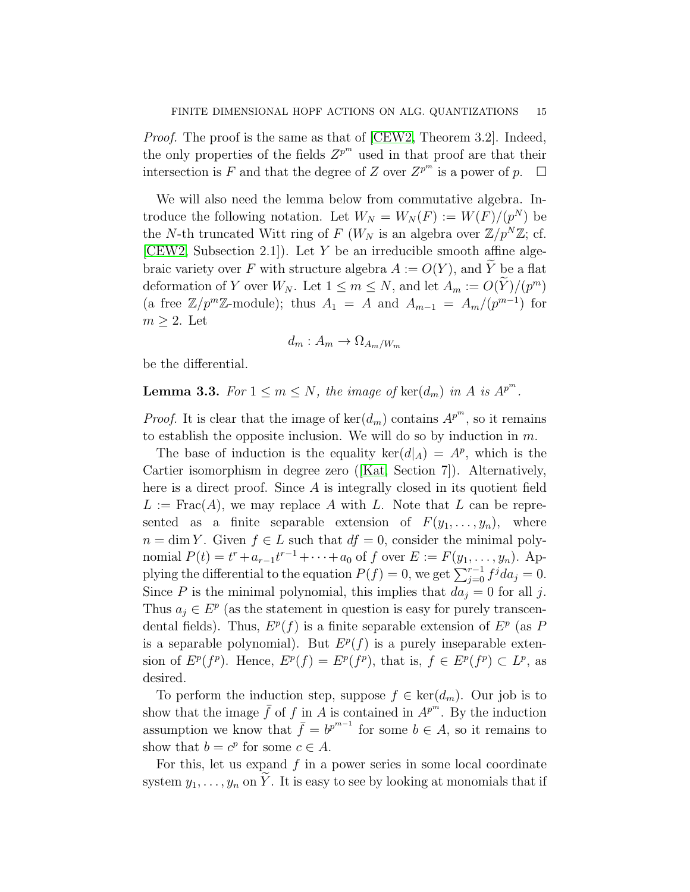*Proof.* The proof is the same as that of [CEW2, Theorem 3.2]. Indeed, the only properties of the fields $Z^{p^m}$ used in that proof are that their intersection is $F$ and that the degree of $Z$ over $Z^{p^m}$ is a power of $p$. $\square$

We will also need the lemma below from commutative algebra. Introduce the following notation. Let $W_N = W_N(F) := W(F)/(p^N)$ be the $N$-th truncated Witt ring of $F$ ($W_N$ is an algebra over $\mathbb{Z}/p^N\mathbb{Z}$; cf. [CEW2, Subsection 2.1]). Let $Y$ be an irreducible smooth affine algebraic variety over $F$ with structure algebra $A := O(Y)$, and $\widetilde{Y}$ be a flat deformation of $Y$ over $W_N$. Let $1 \le m \le N$, and let $A_m := O(\widetilde{Y})/(p^m)$ (a free $\mathbb{Z}/p^m\mathbb{Z}$-module); thus $A_1 = A$ and $A_{m-1} = A_m/(p^{m-1})$ for $m \ge 2$. Let

$$d_m : A_m \to \Omega_{A_m/W_m}$$

be the differential.

**Lemma 3.3.** *For $1 \le m \le N$, the image of $\ker(d_m)$ in $A$ is $A^{p^m}$.*

*Proof.* It is clear that the image of $\ker(d_m)$ contains $A^{p^m}$, so it remains to establish the opposite inclusion. We will do so by induction in $m$.

The base of induction is the equality $\ker(d|_A) = A^p$, which is the Cartier isomorphism in degree zero ([Kat, Section 7]). Alternatively, here is a direct proof. Since $A$ is integrally closed in its quotient field $L := \mathrm{Frac}(A)$, we may replace $A$ with $L$. Note that $L$ can be represented as a finite separable extension of $F(y_1, \dots, y_n)$, where $n = \dim Y$. Given $f \in L$ such that $df = 0$, consider the minimal polynomial $P(t) = t^r + a_{r-1}t^{r-1} + \cdots + a_0$ of $f$ over $E := F(y_1, \dots, y_n)$. Applying the differential to the equation $P(f) = 0$, we get $\sum_{j=0}^{r-1} f^j da_j = 0$. Since $P$ is the minimal polynomial, this implies that $da_j = 0$ for all $j$. Thus $a_j \in E^p$ (as the statement in question is easy for purely transcendental fields). Thus, $E^p(f)$ is a finite separable extension of $E^p$ (as $P$ is a separable polynomial). But $E^p(f)$ is a purely inseparable extension of $E^p(f^p)$. Hence, $E^p(f) = E^p(f^p)$, that is, $f \in E^p(f^p) \subset L^p$, as desired.

To perform the induction step, suppose $f \in \ker(d_m)$. Our job is to show that the image $\bar{f}$ of $f$ in $A$ is contained in $A^{p^m}$. By the induction assumption we know that $\bar{f} = b^{p^{m-1}}$ for some $b \in A$, so it remains to show that $b = c^p$ for some $c \in A$.

For this, let us expand $f$ in a power series in some local coordinate system $y_1, \dots, y_n$ on $\widetilde{Y}$. It is easy to see by looking at monomials that if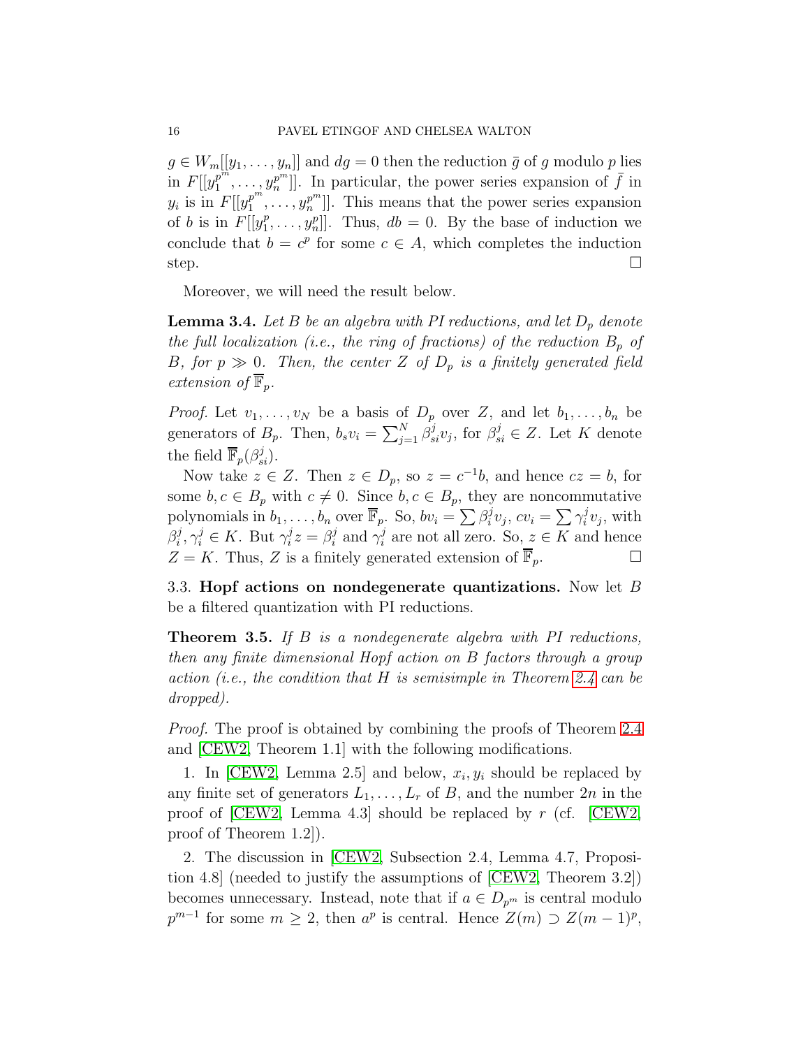$g \in W_m[[y_1, \ldots, y_n]]$ and $dg = 0$ then the reduction $\bar{g}$ of $g$ modulo $p$ lies in $F[[y_1^{p^m}, \ldots, y_n^{p^m}]]$. In particular, the power series expansion of $\bar{f}$ in $y_i$ is in $F[[y_1^{p^m}, \ldots, y_n^{p^m}]]$. This means that the power series expansion of $b$ is in $F[[y_1^p, \ldots, y_n^p]]$. Thus, $db = 0$. By the base of induction we conclude that $b = c^p$ for some $c \in A$, which completes the induction step. $\square$

Moreover, we will need the result below.

**Lemma 3.4.** *Let $B$ be an algebra with PI reductions, and let $D_p$ denote the full localization (i.e., the ring of fractions) of the reduction $B_p$ of $B$, for $p \gg 0$. Then, the center $Z$ of $D_p$ is a finitely generated field extension of $\overline{\mathbb{F}}_p$.*

*Proof.* Let $v_1, \ldots, v_N$ be a basis of $D_p$ over $Z$, and let $b_1, \ldots, b_n$ be generators of $B_p$. Then, $b_s v_i = \sum_{j=1}^N \beta_{si}^j v_j$, for $\beta_{si}^j \in Z$. Let $K$ denote the field $\overline{\mathbb{F}}_p(\beta_{si}^j)$.

Now take $z \in Z$. Then $z \in D_p$, so $z = c^{-1}b$, and hence $cz = b$, for some $b, c \in B_p$ with $c \neq 0$. Since $b, c \in B_p$, they are noncommutative polynomials in $b_1, \ldots, b_n$ over $\overline{\mathbb{F}}_p$. So, $bv_i = \sum \beta_i^j v_j$, $cv_i = \sum \gamma_i^j v_j$, with $\beta_i^j, \gamma_i^j \in K$. But $\gamma_i^j z = \beta_i^j$ and $\gamma_i^j$ are not all zero. So, $z \in K$ and hence $Z = K$. Thus, $Z$ is a finitely generated extension of $\overline{\mathbb{F}}_p$. $\square$

### 3.3. Hopf actions on nondegenerate quantizations.

Now let $B$ be a filtered quantization with PI reductions.

**Theorem 3.5.** *If $B$ is a nondegenerate algebra with PI reductions, then any finite dimensional Hopf action on $B$ factors through a group action (i.e., the condition that $H$ is semisimple in Theorem 2.4 can be dropped).*

*Proof.* The proof is obtained by combining the proofs of Theorem 2.4 and [CEW2, Theorem 1.1] with the following modifications.

1. In [CEW2, Lemma 2.5] and below, $x_i, y_i$ should be replaced by any finite set of generators $L_1, \ldots, L_r$ of $B$, and the number $2n$ in the proof of [CEW2, Lemma 4.3] should be replaced by $r$ (cf. [CEW2, proof of Theorem 1.2]).

2. The discussion in [CEW2, Subsection 2.4, Lemma 4.7, Proposition 4.8] (needed to justify the assumptions of [CEW2, Theorem 3.2]) becomes unnecessary. Instead, note that if $a \in D_{p^m}$ is central modulo $p^{m-1}$ for some $m \geq 2$, then $a^p$ is central. Hence $Z(m) \supset Z(m-1)^p$,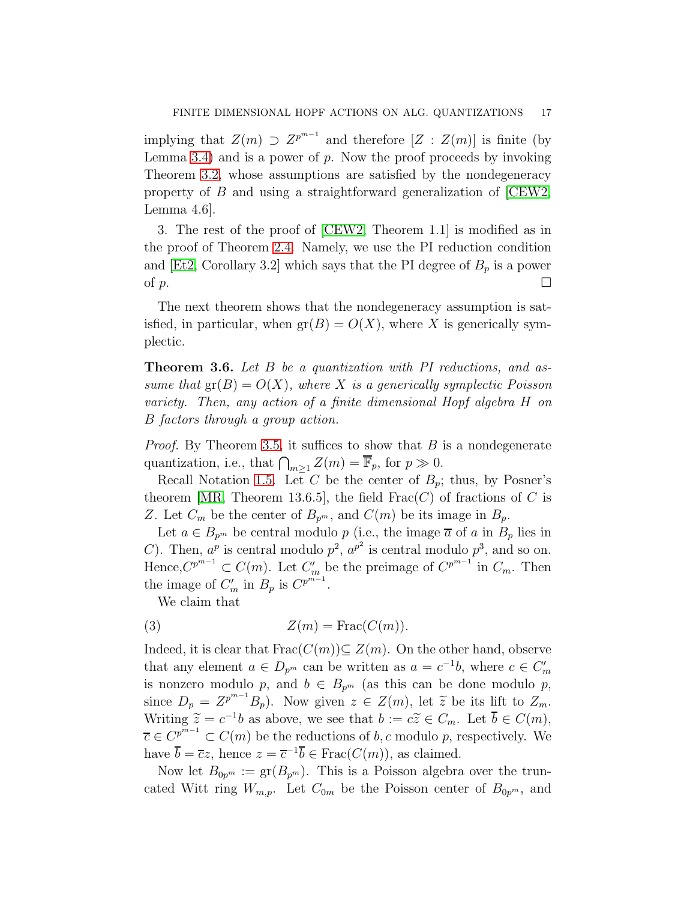implying that $Z(m) \supset Z^{p^{m-1}}$ and therefore $[Z : Z(m)]$ is finite (by Lemma 3.4) and is a power of $p$. Now the proof proceeds by invoking Theorem 3.2, whose assumptions are satisfied by the nondegeneracy property of $B$ and using a straightforward generalization of [CEW2, Lemma 4.6].

3. The rest of the proof of [CEW2, Theorem 1.1] is modified as in the proof of Theorem 2.4. Namely, we use the PI reduction condition and [Et2, Corollary 3.2] which says that the PI degree of $B_p$ is a power of $p$. $\square$

The next theorem shows that the nondegeneracy assumption is satisfied, in particular, when $\mathrm{gr}(B) = O(X)$, where $X$ is generically symplectic.

**Theorem 3.6.** *Let $B$ be a quantization with PI reductions, and assume that $\mathrm{gr}(B) = O(X)$, where $X$ is a generically symplectic Poisson variety. Then, any action of a finite dimensional Hopf algebra $H$ on $B$ factors through a group action.*

*Proof.* By Theorem 3.5, it suffices to show that $B$ is a nondegenerate quantization, i.e., that $\bigcap_{m\geq 1} Z(m) = \overline{\mathbb{F}}_p$, for $p \gg 0$.

Recall Notation 1.5. Let $C$ be the center of $B_p$; thus, by Posner's theorem [MR, Theorem 13.6.5], the field $\mathrm{Frac}(C)$ of fractions of $C$ is $Z$. Let $C_m$ be the center of $B_{p^m}$, and $C(m)$ be its image in $B_p$.

Let $a \in B_{p^m}$ be central modulo $p$ (i.e., the image $\overline{a}$ of $a$ in $B_p$ lies in $C$). Then, $a^p$ is central modulo $p^2$, $a^{p^2}$ is central modulo $p^3$, and so on. Hence,$C^{p^{m-1}} \subset C(m)$. Let $C'_m$ be the preimage of $C^{p^{m-1}}$ in $C_m$. Then the image of $C'_m$ in $B_p$ is $C^{p^{m-1}}$.

We claim that

$$Z(m) = \mathrm{Frac}(C(m)). \tag{3}$$

Indeed, it is clear that $\mathrm{Frac}(C(m)) \subseteq Z(m)$. On the other hand, observe that any element $a \in D_{p^m}$ can be written as $a = c^{-1}b$, where $c \in C'_m$ is nonzero modulo $p$, and $b \in B_{p^m}$ (as this can be done modulo $p$, since $D_p = Z^{p^{m-1}} B_p$). Now given $z \in Z(m)$, let $\widetilde{z}$ be its lift to $Z_m$. Writing $\widetilde{z} = c^{-1}b$ as above, we see that $b := c\widetilde{z} \in C_m$. Let $\overline{b} \in C(m)$, $\overline{c} \in C^{p^{m-1}} \subset C(m)$ be the reductions of $b, c$ modulo $p$, respectively. We have $\overline{b} = \overline{c}z$, hence $z = \overline{c}^{-1}\overline{b} \in \mathrm{Frac}(C(m))$, as claimed.

Now let $B_{0p^m} := \mathrm{gr}(B_{p^m})$. This is a Poisson algebra over the truncated Witt ring $W_{m,p}$. Let $C_{0m}$ be the Poisson center of $B_{0p^m}$, and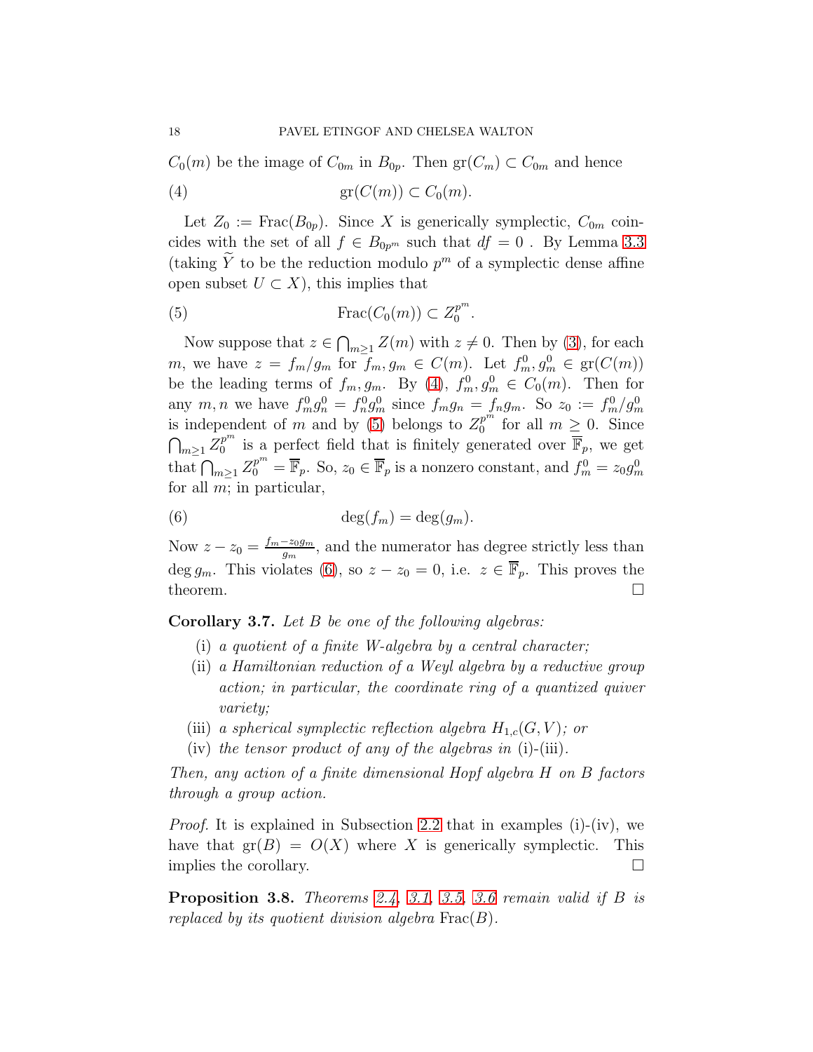$C_0(m)$ be the image of $C_{0m}$ in $B_{0p}$. Then $\mathrm{gr}(C_m) \subset C_{0m}$ and hence

$$\mathrm{gr}(C(m)) \subset C_0(m). \tag{4}$$

Let $Z_0 := \mathrm{Frac}(B_{0p})$. Since $X$ is generically symplectic, $C_{0m}$ coincides with the set of all $f \in B_{0p^m}$ such that $df = 0$ . By Lemma 3.3 (taking $\widetilde{Y}$ to be the reduction modulo $p^m$ of a symplectic dense affine open subset $U \subset X$), this implies that

$$\mathrm{Frac}(C_0(m)) \subset Z_0^{p^m}. \tag{5}$$

Now suppose that $z \in \bigcap_{m \geq 1} Z(m)$ with $z \neq 0$. Then by (3), for each $m$, we have $z = f_m/g_m$ for $f_m, g_m \in C(m)$. Let $f_m^0, g_m^0 \in \mathrm{gr}(C(m))$ be the leading terms of $f_m, g_m$. By (4), $f_m^0, g_m^0 \in C_0(m)$. Then for any $m, n$ we have $f_m^0 g_n^0 = f_n^0 g_m^0$ since $f_m g_n = f_n g_m$. So $z_0 := f_m^0/g_m^0$ is independent of $m$ and by (5) belongs to $Z_0^{p^m}$ for all $m \geq 0$. Since $\bigcap_{m \geq 1} Z_0^{p^m}$ is a perfect field that is finitely generated over $\overline{\mathbb{F}}_p$, we get that $\bigcap_{m \geq 1} Z_0^{p^m} = \overline{\mathbb{F}}_p$. So, $z_0 \in \overline{\mathbb{F}}_p$ is a nonzero constant, and $f_m^0 = z_0 g_m^0$ for all $m$; in particular,

$$\deg(f_m) = \deg(g_m). \tag{6}$$

Now $z - z_0 = \frac{f_m - z_0 g_m}{g_m}$, and the numerator has degree strictly less than $\deg g_m$. This violates (6), so $z - z_0 = 0$, i.e. $z \in \overline{\mathbb{F}}_p$. This proves the theorem. $\square$

**Corollary 3.7.** *Let $B$ be one of the following algebras:*

- (i) *a quotient of a finite W-algebra by a central character;*
- (ii) *a Hamiltonian reduction of a Weyl algebra by a reductive group action; in particular, the coordinate ring of a quantized quiver variety;*
- (iii) *a spherical symplectic reflection algebra $H_{1,c}(G, V)$; or*
- (iv) *the tensor product of any of the algebras in* (i)-(iii).

*Then, any action of a finite dimensional Hopf algebra $H$ on $B$ factors through a group action.*

*Proof.* It is explained in Subsection 2.2 that in examples (i)-(iv), we have that $\mathrm{gr}(B) = O(X)$ where $X$ is generically symplectic. This implies the corollary. $\square$

**Proposition 3.8.** *Theorems 2.4, 3.1, 3.5, 3.6 remain valid if $B$ is replaced by its quotient division algebra* $\mathrm{Frac}(B)$.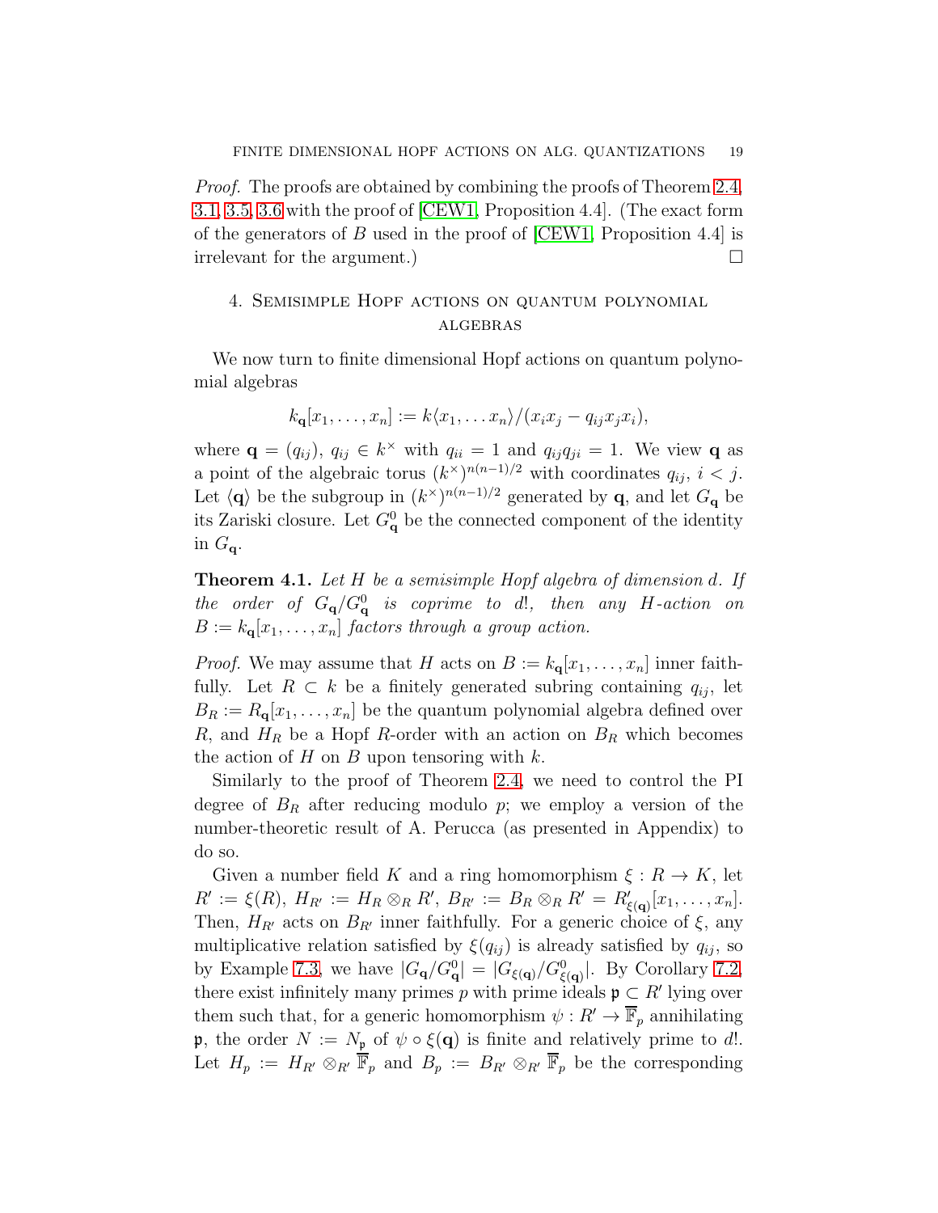*Proof.* The proofs are obtained by combining the proofs of Theorem 2.4, 3.1, 3.5, 3.6 with the proof of [CEW1, Proposition 4.4]. (The exact form of the generators of $B$ used in the proof of [CEW1, Proposition 4.4] is irrelevant for the argument.) $\square$

## 4. Semisimple Hopf actions on quantum polynomial algebras

We now turn to finite dimensional Hopf actions on quantum polynomial algebras

$$k_{\mathbf{q}}[x_1, \dots, x_n] := k\langle x_1, \dots x_n\rangle/(x_i x_j - q_{ij} x_j x_i),$$

where $\mathbf{q} = (q_{ij})$, $q_{ij} \in k^\times$ with $q_{ii} = 1$ and $q_{ij}q_{ji} = 1$. We view $\mathbf{q}$ as a point of the algebraic torus $(k^\times)^{n(n-1)/2}$ with coordinates $q_{ij}$, $i < j$. Let $\langle \mathbf{q} \rangle$ be the subgroup in $(k^\times)^{n(n-1)/2}$ generated by $\mathbf{q}$, and let $G_{\mathbf{q}}$ be its Zariski closure. Let $G_{\mathbf{q}}^0$ be the connected component of the identity in $G_{\mathbf{q}}$.

**Theorem 4.1.** *Let $H$ be a semisimple Hopf algebra of dimension $d$. If the order of $G_{\mathbf{q}}/G_{\mathbf{q}}^0$ is coprime to $d!$, then any $H$-action on $B := k_{\mathbf{q}}[x_1, \dots, x_n]$ factors through a group action.*

*Proof.* We may assume that $H$ acts on $B := k_{\mathbf{q}}[x_1, \dots, x_n]$ inner faithfully. Let $R \subset k$ be a finitely generated subring containing $q_{ij}$, let $B_R := R_{\mathbf{q}}[x_1, \dots, x_n]$ be the quantum polynomial algebra defined over $R$, and $H_R$ be a Hopf $R$-order with an action on $B_R$ which becomes the action of $H$ on $B$ upon tensoring with $k$.

Similarly to the proof of Theorem 2.4, we need to control the PI degree of $B_R$ after reducing modulo $p$; we employ a version of the number-theoretic result of A. Perucca (as presented in Appendix) to do so.

Given a number field $K$ and a ring homomorphism $\xi : R \to K$, let $R' := \xi(R)$, $H_{R'} := H_R \otimes_R R'$, $B_{R'} := B_R \otimes_R R' = R'_{\xi(\mathbf{q})}[x_1, \dots, x_n]$. Then, $H_{R'}$ acts on $B_{R'}$ inner faithfully. For a generic choice of $\xi$, any multiplicative relation satisfied by $\xi(q_{ij})$ is already satisfied by $q_{ij}$, so by Example 7.3, we have $|G_{\mathbf{q}}/G_{\mathbf{q}}^0| = |G_{\xi(\mathbf{q})}/G_{\xi(\mathbf{q})}^0|$. By Corollary 7.2, there exist infinitely many primes $p$ with prime ideals $\mathfrak{p} \subset R'$ lying over them such that, for a generic homomorphism $\psi : R' \to \overline{\mathbb{F}}_p$ annihilating $\mathfrak{p}$, the order $N := N_{\mathfrak{p}}$ of $\psi \circ \xi(\mathbf{q})$ is finite and relatively prime to $d!$. Let $H_p := H_{R'} \otimes_{R'} \overline{\mathbb{F}}_p$ and $B_p := B_{R'} \otimes_{R'} \overline{\mathbb{F}}_p$ be the corresponding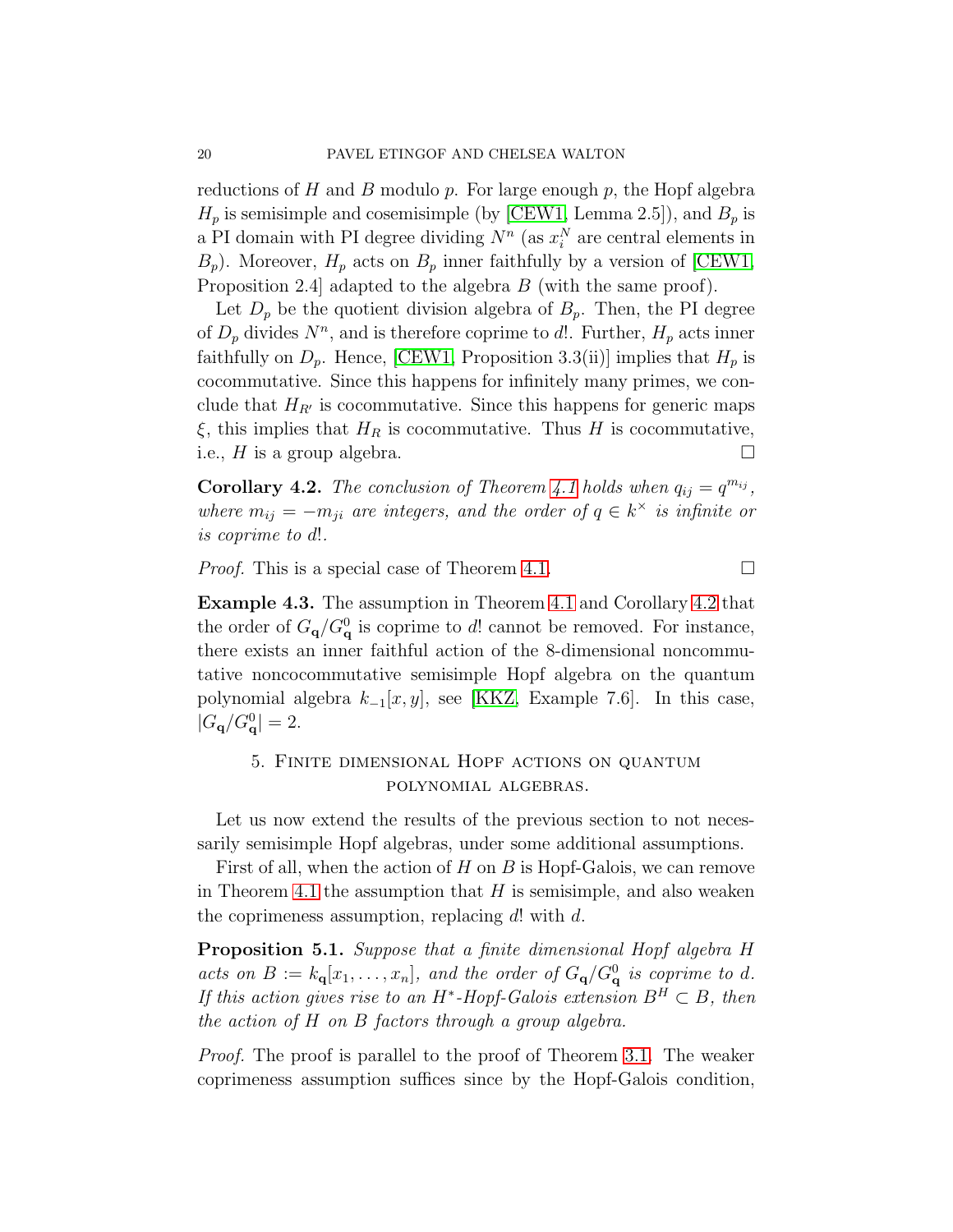reductions of $H$ and $B$ modulo $p$. For large enough $p$, the Hopf algebra $H_p$ is semisimple and cosemisimple (by [CEW1, Lemma 2.5]), and $B_p$ is a PI domain with PI degree dividing $N^n$ (as $x_i^N$ are central elements in $B_p$). Moreover, $H_p$ acts on $B_p$ inner faithfully by a version of [CEW1, Proposition 2.4] adapted to the algebra $B$ (with the same proof).

Let $D_p$ be the quotient division algebra of $B_p$. Then, the PI degree of $D_p$ divides $N^n$, and is therefore coprime to $d!$. Further, $H_p$ acts inner faithfully on $D_p$. Hence, [CEW1, Proposition 3.3(ii)] implies that $H_p$ is cocommutative. Since this happens for infinitely many primes, we conclude that $H_{R'}$ is cocommutative. Since this happens for generic maps $\xi$, this implies that $H_R$ is cocommutative. Thus $H$ is cocommutative, i.e., $H$ is a group algebra. □

**Corollary 4.2.** *The conclusion of Theorem 4.1 holds when $q_{ij} = q^{m_{ij}}$, where $m_{ij} = -m_{ji}$ are integers, and the order of $q \in k^\times$ is infinite or is coprime to $d!$.*

*Proof.* This is a special case of Theorem 4.1. □

**Example 4.3.** The assumption in Theorem 4.1 and Corollary 4.2 that the order of $G_{\mathbf{q}}/G_{\mathbf{q}}^0$ is coprime to $d!$ cannot be removed. For instance, there exists an inner faithful action of the 8-dimensional noncommutative noncocommutative semisimple Hopf algebra on the quantum polynomial algebra $k_{-1}[x, y]$, see [KKZ, Example 7.6]. In this case, $|G_{\mathbf{q}}/G_{\mathbf{q}}^0| = 2$.

## 5. Finite dimensional Hopf actions on quantum polynomial algebras.

Let us now extend the results of the previous section to not necessarily semisimple Hopf algebras, under some additional assumptions.

First of all, when the action of $H$ on $B$ is Hopf-Galois, we can remove in Theorem 4.1 the assumption that $H$ is semisimple, and also weaken the coprimeness assumption, replacing $d!$ with $d$.

**Proposition 5.1.** *Suppose that a finite dimensional Hopf algebra $H$ acts on $B := k_{\mathbf{q}}[x_1, \ldots, x_n]$, and the order of $G_{\mathbf{q}}/G_{\mathbf{q}}^0$ is coprime to $d$. If this action gives rise to an $H^*$-Hopf-Galois extension $B^H \subset B$, then the action of $H$ on $B$ factors through a group algebra.*

*Proof.* The proof is parallel to the proof of Theorem 3.1. The weaker coprimeness assumption suffices since by the Hopf-Galois condition,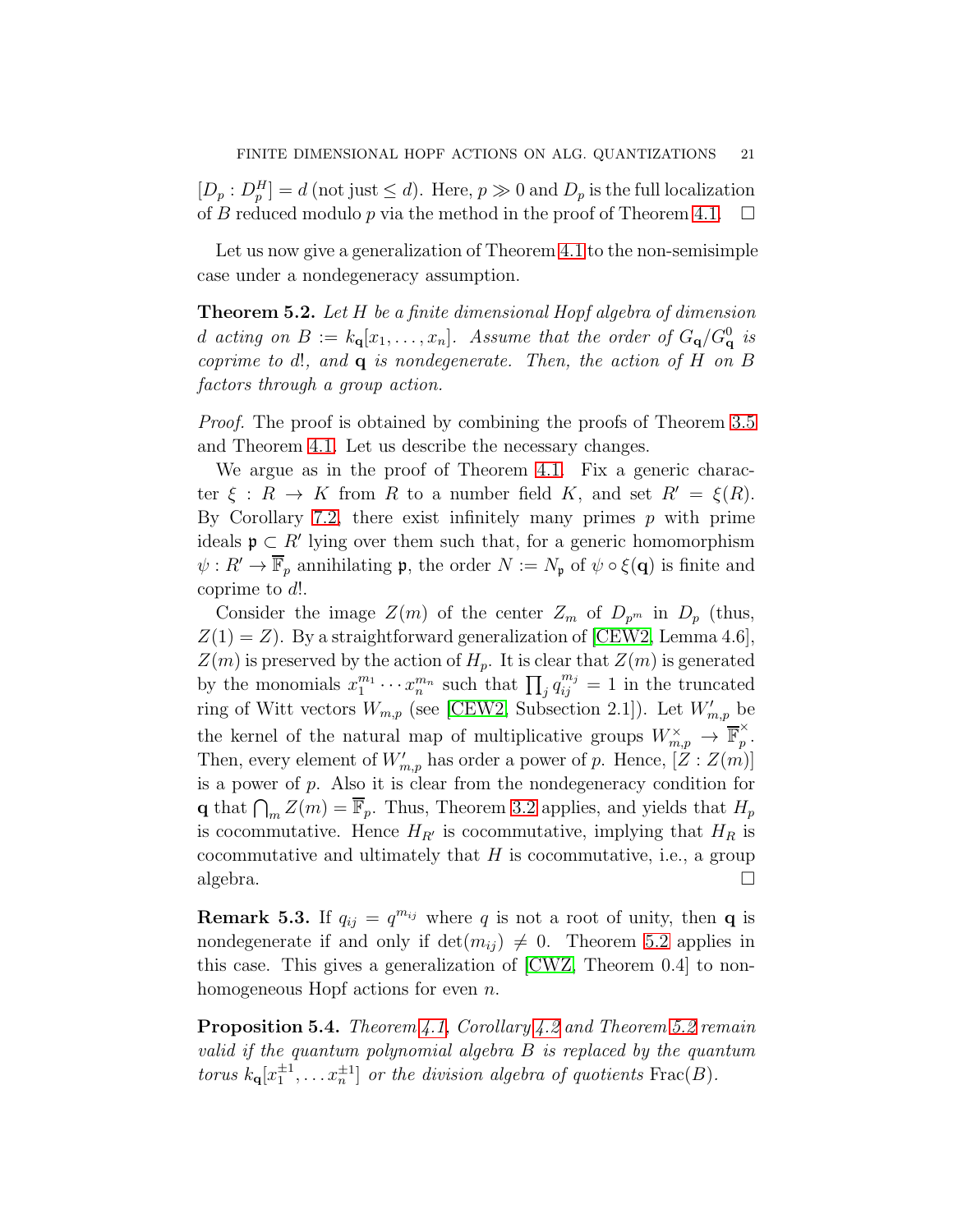$[D_p : D_p^H] = d$ (not just $\leq d$). Here, $p \gg 0$ and $D_p$ is the full localization of $B$ reduced modulo $p$ via the method in the proof of Theorem 4.1. $\square$

Let us now give a generalization of Theorem 4.1 to the non-semisimple case under a nondegeneracy assumption.

**Theorem 5.2.** *Let $H$ be a finite dimensional Hopf algebra of dimension $d$ acting on $B := k_{\mathbf{q}}[x_1, \ldots, x_n]$. Assume that the order of $G_{\mathbf{q}}/G_{\mathbf{q}}^0$ is coprime to $d!$, and $\mathbf{q}$ is nondegenerate. Then, the action of $H$ on $B$ factors through a group action.*

*Proof.* The proof is obtained by combining the proofs of Theorem 3.5 and Theorem 4.1. Let us describe the necessary changes.

We argue as in the proof of Theorem 4.1. Fix a generic character $\xi : R \to K$ from $R$ to a number field $K$, and set $R' = \xi(R)$. By Corollary 7.2, there exist infinitely many primes $p$ with prime ideals $\mathfrak{p} \subset R'$ lying over them such that, for a generic homomorphism $\psi : R' \to \overline{\mathbb{F}}_p$ annihilating $\mathfrak{p}$, the order $N := N_{\mathfrak{p}}$ of $\psi \circ \xi(\mathbf{q})$ is finite and coprime to $d!$.

Consider the image $Z(m)$ of the center $Z_m$ of $D_{p^m}$ in $D_p$ (thus, $Z(1) = Z$). By a straightforward generalization of [CEW2, Lemma 4.6], $Z(m)$ is preserved by the action of $H_p$. It is clear that $Z(m)$ is generated by the monomials $x_1^{m_1} \cdots x_n^{m_n}$ such that $\prod_j q_{ij}^{m_j} = 1$ in the truncated ring of Witt vectors $W_{m,p}$ (see [CEW2, Subsection 2.1]). Let $W'_{m,p}$ be the kernel of the natural map of multiplicative groups $W_{m,p}^\times \to \overline{\mathbb{F}}_p^\times$. Then, every element of $W'_{m,p}$ has order a power of $p$. Hence, $[Z : Z(m)]$ is a power of $p$. Also it is clear from the nondegeneracy condition for $\mathbf{q}$ that $\bigcap_m Z(m) = \overline{\mathbb{F}}_p$. Thus, Theorem 3.2 applies, and yields that $H_p$ is cocommutative. Hence $H_{R'}$ is cocommutative, implying that $H_R$ is cocommutative and ultimately that $H$ is cocommutative, i.e., a group algebra. $\square$

**Remark 5.3.** If $q_{ij} = q^{m_{ij}}$ where $q$ is not a root of unity, then $\mathbf{q}$ is nondegenerate if and only if $\det(m_{ij}) \neq 0$. Theorem 5.2 applies in this case. This gives a generalization of [CWZ, Theorem 0.4] to non-homogeneous Hopf actions for even $n$.

**Proposition 5.4.** *Theorem 4.1, Corollary 4.2 and Theorem 5.2 remain valid if the quantum polynomial algebra $B$ is replaced by the quantum torus $k_{\mathbf{q}}[x_1^{\pm 1}, \ldots x_n^{\pm 1}]$ or the division algebra of quotients $\mathrm{Frac}(B)$.*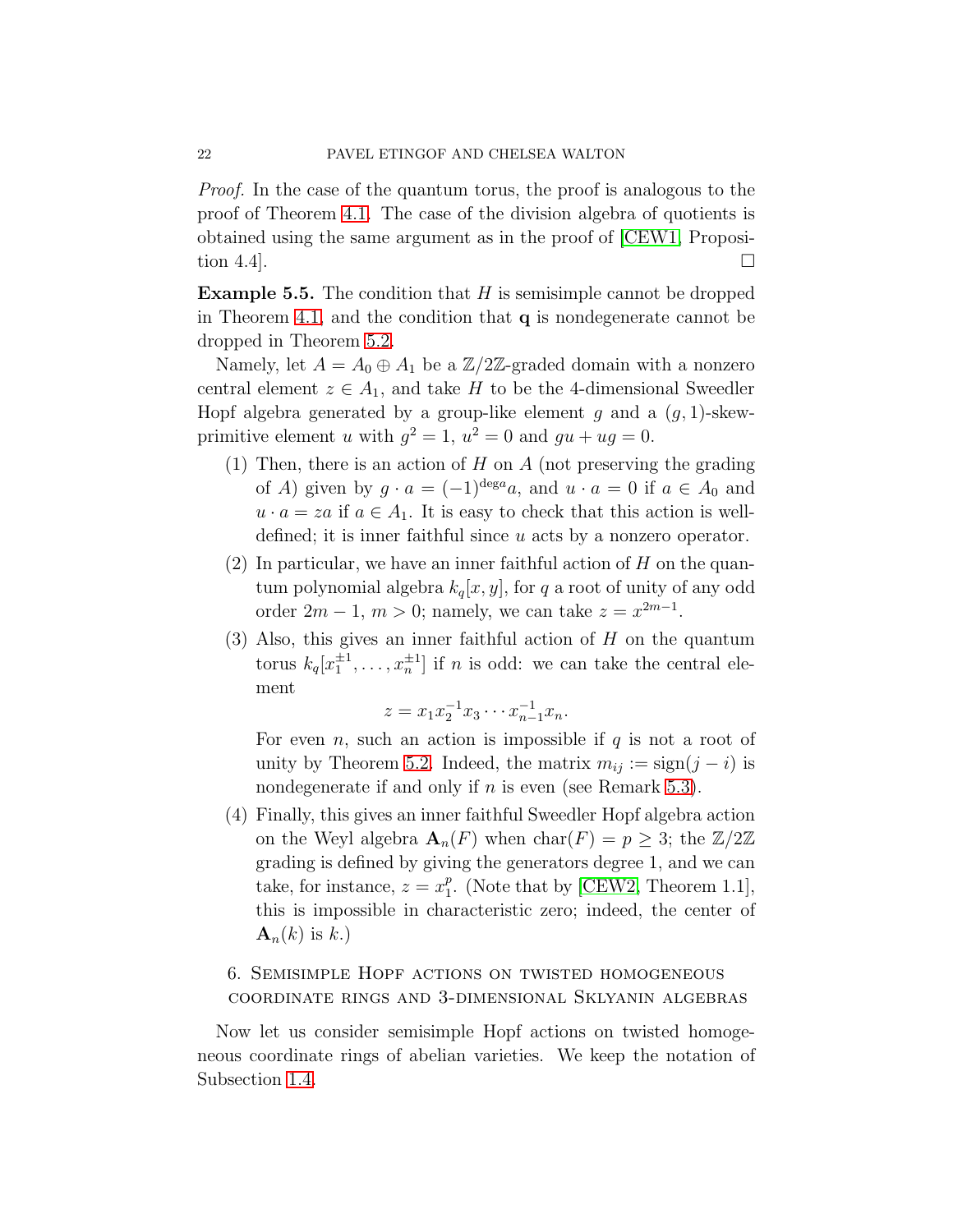*Proof.* In the case of the quantum torus, the proof is analogous to the proof of Theorem 4.1. The case of the division algebra of quotients is obtained using the same argument as in the proof of [CEW1, Proposition 4.4]. □

**Example 5.5.** The condition that $H$ is semisimple cannot be dropped in Theorem 4.1, and the condition that $\mathbf{q}$ is nondegenerate cannot be dropped in Theorem 5.2.

Namely, let $A = A_0 \oplus A_1$ be a $\mathbb{Z}/2\mathbb{Z}$-graded domain with a nonzero central element $z \in A_1$, and take $H$ to be the 4-dimensional Sweedler Hopf algebra generated by a group-like element $g$ and a $(g, 1)$-skew-primitive element $u$ with $g^2 = 1$, $u^2 = 0$ and $gu + ug = 0$.

(1) Then, there is an action of $H$ on $A$ (not preserving the grading of $A$) given by $g \cdot a = (-1)^{\deg a} a$, and $u \cdot a = 0$ if $a \in A_0$ and $u \cdot a = za$ if $a \in A_1$. It is easy to check that this action is well-defined; it is inner faithful since $u$ acts by a nonzero operator.

(2) In particular, we have an inner faithful action of $H$ on the quantum polynomial algebra $k_q[x, y]$, for $q$ a root of unity of any odd order $2m - 1$, $m > 0$; namely, we can take $z = x^{2m-1}$.

(3) Also, this gives an inner faithful action of $H$ on the quantum torus $k_q[x_1^{\pm 1}, \ldots, x_n^{\pm 1}]$ if $n$ is odd: we can take the central element
$$z = x_1 x_2^{-1} x_3 \cdots x_{n-1}^{-1} x_n.$$
For even $n$, such an action is impossible if $q$ is not a root of unity by Theorem 5.2. Indeed, the matrix $m_{ij} := \mathrm{sign}(j - i)$ is nondegenerate if and only if $n$ is even (see Remark 5.3).

(4) Finally, this gives an inner faithful Sweedler Hopf algebra action on the Weyl algebra $\mathbf{A}_n(F)$ when $\mathrm{char}(F) = p \geq 3$; the $\mathbb{Z}/2\mathbb{Z}$ grading is defined by giving the generators degree 1, and we can take, for instance, $z = x_1^p$. (Note that by [CEW2, Theorem 1.1], this is impossible in characteristic zero; indeed, the center of $\mathbf{A}_n(k)$ is $k$.)

## 6. Semisimple Hopf actions on twisted homogeneous coordinate rings and 3-dimensional Sklyanin algebras

Now let us consider semisimple Hopf actions on twisted homogeneous coordinate rings of abelian varieties. We keep the notation of Subsection 1.4.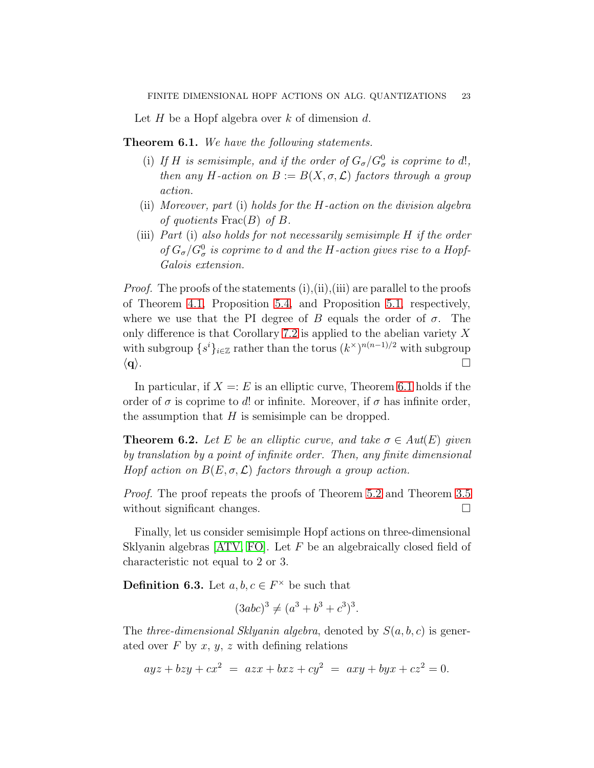Let $H$ be a Hopf algebra over $k$ of dimension $d$.

**Theorem 6.1.** *We have the following statements.*

- (i) *If $H$ is semisimple, and if the order of $G_\sigma/G_\sigma^0$ is coprime to $d!$, then any $H$-action on $B := B(X, \sigma, \mathcal{L})$ factors through a group action.*
- (ii) *Moreover, part* (i) *holds for the $H$-action on the division algebra of quotients $\mathrm{Frac}(B)$ of $B$.*
- (iii) *Part* (i) *also holds for not necessarily semisimple $H$ if the order of $G_\sigma/G_\sigma^0$ is coprime to $d$ and the $H$-action gives rise to a Hopf-Galois extension.*

*Proof.* The proofs of the statements (i),(ii),(iii) are parallel to the proofs of Theorem 4.1, Proposition 5.4, and Proposition 5.1, respectively, where we use that the PI degree of $B$ equals the order of $\sigma$. The only difference is that Corollary 7.2 is applied to the abelian variety $X$ with subgroup $\{s^i\}_{i\in\mathbb{Z}}$ rather than the torus $(k^\times)^{n(n-1)/2}$ with subgroup $\langle \mathbf{q} \rangle$. □

In particular, if $X =: E$ is an elliptic curve, Theorem 6.1 holds if the order of $\sigma$ is coprime to $d!$ or infinite. Moreover, if $\sigma$ has infinite order, the assumption that $H$ is semisimple can be dropped.

**Theorem 6.2.** *Let $E$ be an elliptic curve, and take $\sigma \in Aut(E)$ given by translation by a point of infinite order. Then, any finite dimensional Hopf action on $B(E, \sigma, \mathcal{L})$ factors through a group action.*

*Proof.* The proof repeats the proofs of Theorem 5.2 and Theorem 3.5 without significant changes. □

Finally, let us consider semisimple Hopf actions on three-dimensional Sklyanin algebras [ATV, FO]. Let $F$ be an algebraically closed field of characteristic not equal to 2 or 3.

**Definition 6.3.** Let $a, b, c \in F^\times$ be such that

$$(3abc)^3 \neq (a^3 + b^3 + c^3)^3.$$

The *three-dimensional Sklyanin algebra*, denoted by $S(a, b, c)$ is generated over $F$ by $x$, $y$, $z$ with defining relations

$$ayz + bzy + cx^2 \;=\; azx + bxz + cy^2 \;=\; axy + byx + cz^2 = 0.$$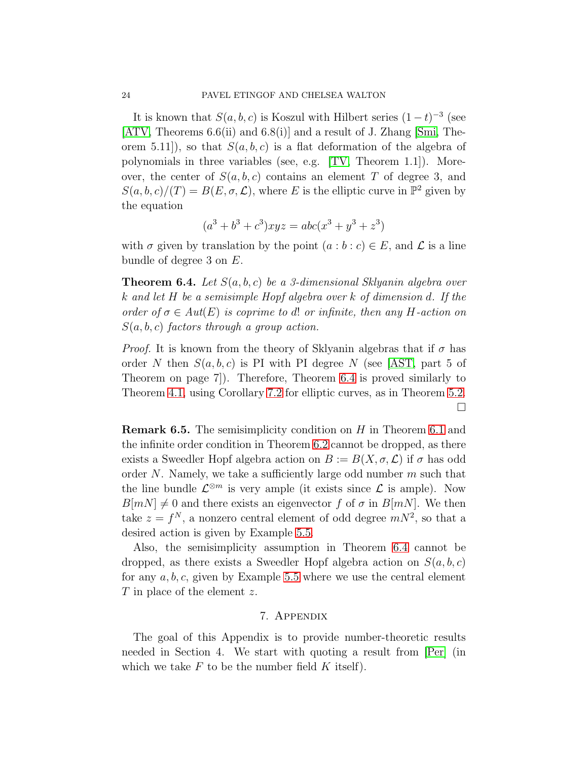It is known that $S(a, b, c)$ is Koszul with Hilbert series $(1-t)^{-3}$ (see [ATV, Theorems 6.6(ii) and 6.8(i)] and a result of J. Zhang [Smi, Theorem 5.11]), so that $S(a, b, c)$ is a flat deformation of the algebra of polynomials in three variables (see, e.g. [TV, Theorem 1.1]). Moreover, the center of $S(a, b, c)$ contains an element $T$ of degree 3, and $S(a, b, c)/(T) = B(E, \sigma, \mathcal{L})$, where $E$ is the elliptic curve in $\mathbb{P}^2$ given by the equation

$$(a^3 + b^3 + c^3)xyz = abc(x^3 + y^3 + z^3)$$

with $\sigma$ given by translation by the point $(a : b : c) \in E$, and $\mathcal{L}$ is a line bundle of degree 3 on $E$.

**Theorem 6.4.** *Let $S(a, b, c)$ be a 3-dimensional Sklyanin algebra over $k$ and let $H$ be a semisimple Hopf algebra over $k$ of dimension $d$. If the order of $\sigma \in Aut(E)$ is coprime to $d!$ or infinite, then any $H$-action on $S(a, b, c)$ factors through a group action.*

*Proof.* It is known from the theory of Sklyanin algebras that if $\sigma$ has order $N$ then $S(a, b, c)$ is PI with PI degree $N$ (see [AST, part 5 of Theorem on page 7]). Therefore, Theorem 6.4 is proved similarly to Theorem 4.1, using Corollary 7.2 for elliptic curves, as in Theorem 5.2. □

**Remark 6.5.** The semisimplicity condition on $H$ in Theorem 6.1 and the infinite order condition in Theorem 6.2 cannot be dropped, as there exists a Sweedler Hopf algebra action on $B := B(X, \sigma, \mathcal{L})$ if $\sigma$ has odd order $N$. Namely, we take a sufficiently large odd number $m$ such that the line bundle $\mathcal{L}^{\otimes m}$ is very ample (it exists since $\mathcal{L}$ is ample). Now $B[mN] \neq 0$ and there exists an eigenvector $f$ of $\sigma$ in $B[mN]$. We then take $z = f^N$, a nonzero central element of odd degree $mN^2$, so that a desired action is given by Example 5.5.

Also, the semisimplicity assumption in Theorem 6.4 cannot be dropped, as there exists a Sweedler Hopf algebra action on $S(a, b, c)$ for any $a, b, c$, given by Example 5.5 where we use the central element $T$ in place of the element $z$.

## 7. Appendix

The goal of this Appendix is to provide number-theoretic results needed in Section 4. We start with quoting a result from [Per] (in which we take $F$ to be the number field $K$ itself).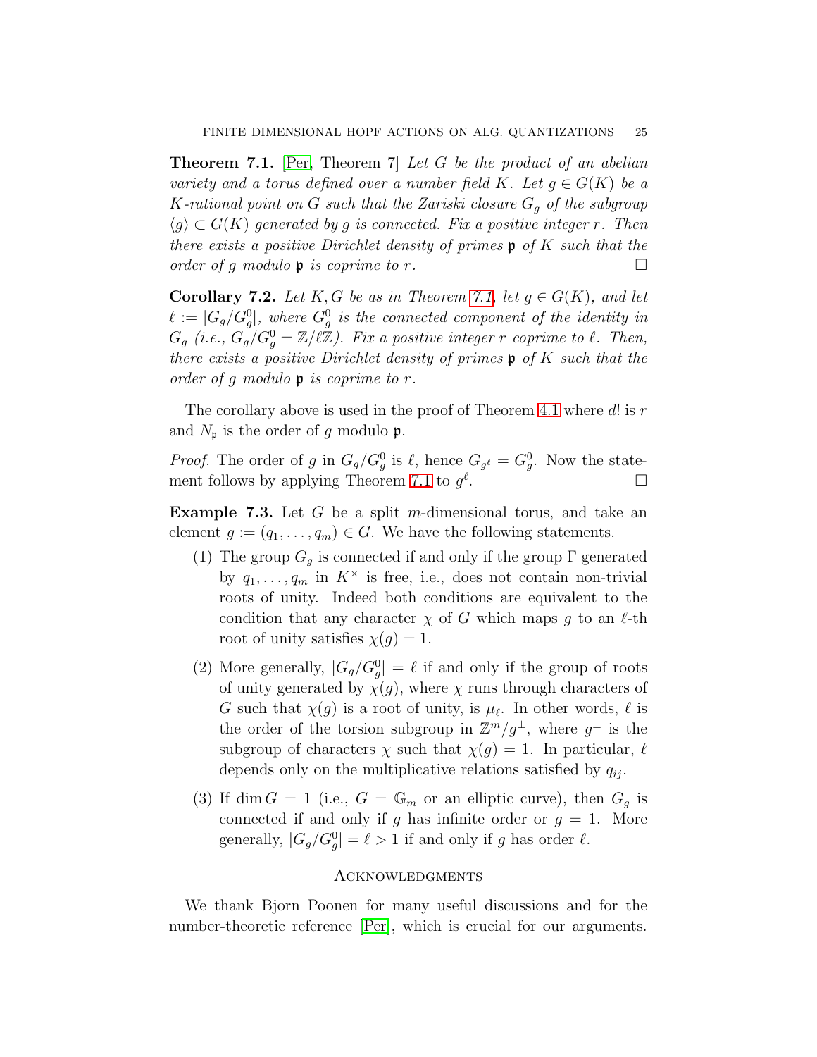**Theorem 7.1.** [Per, Theorem 7] *Let $G$ be the product of an abelian variety and a torus defined over a number field $K$. Let $g \in G(K)$ be a $K$-rational point on $G$ such that the Zariski closure $G_g$ of the subgroup $\langle g \rangle \subset G(K)$ generated by $g$ is connected. Fix a positive integer $r$. Then there exists a positive Dirichlet density of primes $\mathfrak{p}$ of $K$ such that the order of $g$ modulo $\mathfrak{p}$ is coprime to $r$.* □

**Corollary 7.2.** *Let $K, G$ be as in Theorem 7.1, let $g \in G(K)$, and let $\ell := |G_g/G_g^0|$, where $G_g^0$ is the connected component of the identity in $G_g$ (i.e., $G_g/G_g^0 = \mathbb{Z}/\ell\mathbb{Z}$). Fix a positive integer $r$ coprime to $\ell$. Then, there exists a positive Dirichlet density of primes $\mathfrak{p}$ of $K$ such that the order of $g$ modulo $\mathfrak{p}$ is coprime to $r$.*

The corollary above is used in the proof of Theorem 4.1 where $d!$ is $r$ and $N_{\mathfrak{p}}$ is the order of $g$ modulo $\mathfrak{p}$.

*Proof.* The order of $g$ in $G_g/G_g^0$ is $\ell$, hence $G_{g^\ell} = G_g^0$. Now the statement follows by applying Theorem 7.1 to $g^\ell$. □

**Example 7.3.** Let $G$ be a split $m$-dimensional torus, and take an element $g := (q_1, \dots, q_m) \in G$. We have the following statements.

1. The group $G_g$ is connected if and only if the group $\Gamma$ generated by $q_1, \dots, q_m$ in $K^\times$ is free, i.e., does not contain non-trivial roots of unity. Indeed both conditions are equivalent to the condition that any character $\chi$ of $G$ which maps $g$ to an $\ell$-th root of unity satisfies $\chi(g) = 1$.
2. More generally, $|G_g/G_g^0| = \ell$ if and only if the group of roots of unity generated by $\chi(g)$, where $\chi$ runs through characters of $G$ such that $\chi(g)$ is a root of unity, is $\mu_\ell$. In other words, $\ell$ is the order of the torsion subgroup in $\mathbb{Z}^m/g^\perp$, where $g^\perp$ is the subgroup of characters $\chi$ such that $\chi(g) = 1$. In particular, $\ell$ depends only on the multiplicative relations satisfied by $q_{ij}$.
3. If $\dim G = 1$ (i.e., $G = \mathbb{G}_m$ or an elliptic curve), then $G_g$ is connected if and only if $g$ has infinite order or $g = 1$. More generally, $|G_g/G_g^0| = \ell > 1$ if and only if $g$ has order $\ell$.

## Acknowledgments

We thank Bjorn Poonen for many useful discussions and for the number-theoretic reference [Per], which is crucial for our arguments.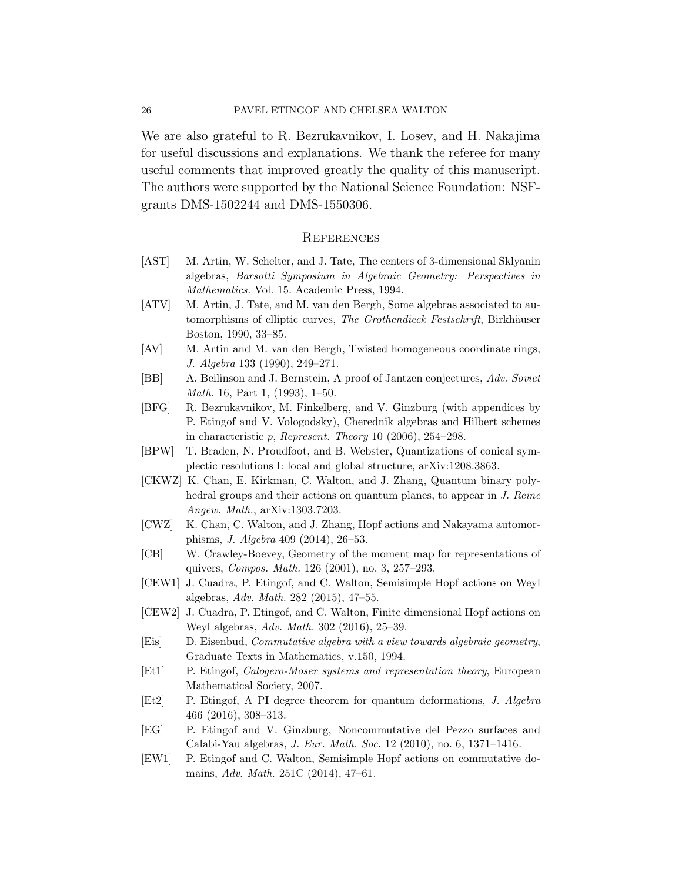We are also grateful to R. Bezrukavnikov, I. Losev, and H. Nakajima for useful discussions and explanations. We thank the referee for many useful comments that improved greatly the quality of this manuscript. The authors were supported by the National Science Foundation: NSF-grants DMS-1502244 and DMS-1550306.

## References

- [AST] M. Artin, W. Schelter, and J. Tate, The centers of 3-dimensional Sklyanin algebras, *Barsotti Symposium in Algebraic Geometry: Perspectives in Mathematics.* Vol. 15. Academic Press, 1994.
- [ATV] M. Artin, J. Tate, and M. van den Bergh, Some algebras associated to automorphisms of elliptic curves, *The Grothendieck Festschrift*, Birkhäuser Boston, 1990, 33–85.
- [AV] M. Artin and M. van den Bergh, Twisted homogeneous coordinate rings, *J. Algebra* 133 (1990), 249–271.
- [BB] A. Beilinson and J. Bernstein, A proof of Jantzen conjectures, *Adv. Soviet Math.* 16, Part 1, (1993), 1–50.
- [BFG] R. Bezrukavnikov, M. Finkelberg, and V. Ginzburg (with appendices by P. Etingof and V. Vologodsky), Cherednik algebras and Hilbert schemes in characteristic $p$, *Represent. Theory* 10 (2006), 254–298.
- [BPW] T. Braden, N. Proudfoot, and B. Webster, Quantizations of conical symplectic resolutions I: local and global structure, arXiv:1208.3863.
- [CKWZ] K. Chan, E. Kirkman, C. Walton, and J. Zhang, Quantum binary polyhedral groups and their actions on quantum planes, to appear in *J. Reine Angew. Math.*, arXiv:1303.7203.
- [CWZ] K. Chan, C. Walton, and J. Zhang, Hopf actions and Nakayama automorphisms, *J. Algebra* 409 (2014), 26–53.
- [CB] W. Crawley-Boevey, Geometry of the moment map for representations of quivers, *Compos. Math.* 126 (2001), no. 3, 257–293.
- [CEW1] J. Cuadra, P. Etingof, and C. Walton, Semisimple Hopf actions on Weyl algebras, *Adv. Math.* 282 (2015), 47–55.
- [CEW2] J. Cuadra, P. Etingof, and C. Walton, Finite dimensional Hopf actions on Weyl algebras, *Adv. Math.* 302 (2016), 25–39.
- [Eis] D. Eisenbud, *Commutative algebra with a view towards algebraic geometry*, Graduate Texts in Mathematics, v.150, 1994.
- [Et1] P. Etingof, *Calogero-Moser systems and representation theory*, European Mathematical Society, 2007.
- [Et2] P. Etingof, A PI degree theorem for quantum deformations, *J. Algebra* 466 (2016), 308–313.
- [EG] P. Etingof and V. Ginzburg, Noncommutative del Pezzo surfaces and Calabi-Yau algebras, *J. Eur. Math. Soc.* 12 (2010), no. 6, 1371–1416.
- [EW1] P. Etingof and C. Walton, Semisimple Hopf actions on commutative domains, *Adv. Math.* 251C (2014), 47–61.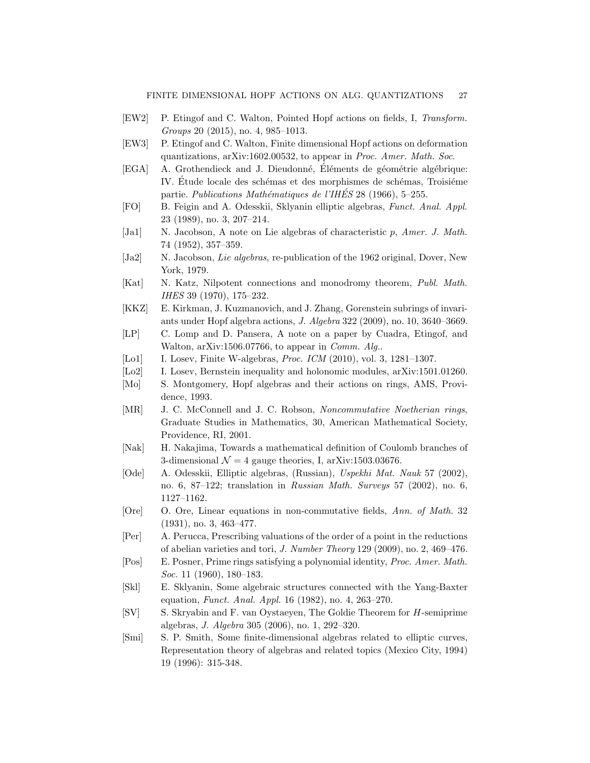[EW2] P. Etingof and C. Walton, Pointed Hopf actions on fields, I, *Transform. Groups* 20 (2015), no. 4, 985–1013.

[EW3] P. Etingof and C. Walton, Finite dimensional Hopf actions on deformation quantizations, arXiv:1602.00532, to appear in *Proc. Amer. Math. Soc.*

[EGA] A. Grothendieck and J. Dieudonné, Éléments de géométrie algébrique: IV. Étude locale des schémas et des morphismes de schémas, Troisiéme partie. *Publications Mathématiques de l'IHÉS* 28 (1966), 5–255.

[FO] B. Feigin and A. Odesskii, Sklyanin elliptic algebras, *Funct. Anal. Appl.* 23 (1989), no. 3, 207–214.

[Ja1] N. Jacobson, A note on Lie algebras of characteristic $p$, *Amer. J. Math.* 74 (1952), 357–359.

[Ja2] N. Jacobson, *Lie algebras*, re-publication of the 1962 original, Dover, New York, 1979.

[Kat] N. Katz, Nilpotent connections and monodromy theorem, *Publ. Math. IHES* 39 (1970), 175–232.

[KKZ] E. Kirkman, J. Kuzmanovich, and J. Zhang, Gorenstein subrings of invariants under Hopf algebra actions, *J. Algebra* 322 (2009), no. 10, 3640–3669.

[LP] C. Lomp and D. Pansera, A note on a paper by Cuadra, Etingof, and Walton, arXiv:1506.07766, to appear in *Comm. Alg.*.

[Lo1] I. Losev, Finite W-algebras, *Proc. ICM* (2010), vol. 3, 1281–1307.

[Lo2] I. Losev, Bernstein inequality and holonomic modules, arXiv:1501.01260.

[Mo] S. Montgomery, Hopf algebras and their actions on rings, AMS, Providence, 1993.

[MR] J. C. McConnell and J. C. Robson, *Noncommutative Noetherian rings*, Graduate Studies in Mathematics, 30, American Mathematical Society, Providence, RI, 2001.

[Nak] H. Nakajima, Towards a mathematical definition of Coulomb branches of 3-dimensional $\mathcal{N} = 4$ gauge theories, I, arXiv:1503.03676.

[Ode] A. Odesskii, Elliptic algebras, (Russian), *Uspekhi Mat. Nauk* 57 (2002), no. 6, 87–122; translation in *Russian Math. Surveys* 57 (2002), no. 6, 1127–1162.

[Ore] O. Ore, Linear equations in non-commutative fields, *Ann. of Math.* 32 (1931), no. 3, 463–477.

[Per] A. Perucca, Prescribing valuations of the order of a point in the reductions of abelian varieties and tori, *J. Number Theory* 129 (2009), no. 2, 469–476.

[Pos] E. Posner, Prime rings satisfying a polynomial identity, *Proc. Amer. Math. Soc.* 11 (1960), 180–183.

[Skl] E. Sklyanin, Some algebraic structures connected with the Yang-Baxter equation, *Funct. Anal. Appl.* 16 (1982), no. 4, 263–270.

[SV] S. Skryabin and F. van Oystaeyen, The Goldie Theorem for $H$-semiprime algebras, *J. Algebra* 305 (2006), no. 1, 292–320.

[Smi] S. P. Smith, Some finite-dimensional algebras related to elliptic curves, Representation theory of algebras and related topics (Mexico City, 1994) 19 (1996): 315-348.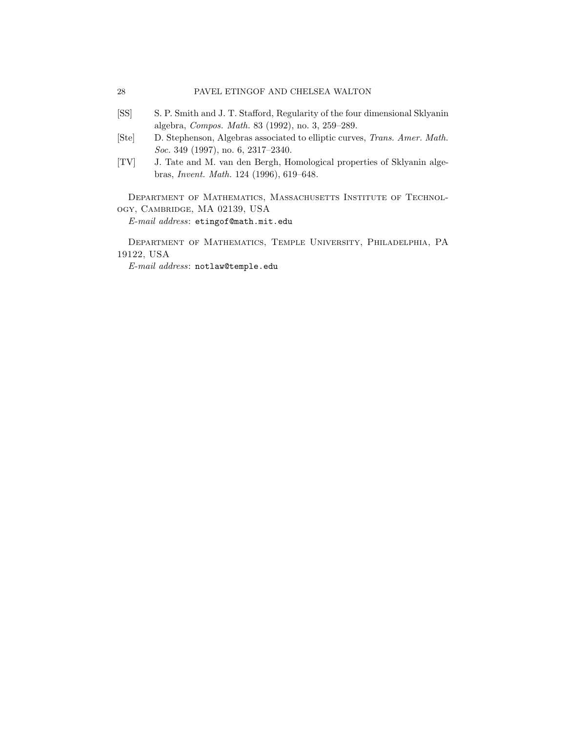[SS] S. P. Smith and J. T. Stafford, Regularity of the four dimensional Sklyanin algebra, *Compos. Math.* 83 (1992), no. 3, 259–289.

[Ste] D. Stephenson, Algebras associated to elliptic curves, *Trans. Amer. Math. Soc.* 349 (1997), no. 6, 2317–2340.

[TV] J. Tate and M. van den Bergh, Homological properties of Sklyanin algebras, *Invent. Math.* 124 (1996), 619–648.

Department of Mathematics, Massachusetts Institute of Technology, Cambridge, MA 02139, USA

*E-mail address*: `etingof@math.mit.edu`

Department of Mathematics, Temple University, Philadelphia, PA 19122, USA

*E-mail address*: `notlaw@temple.edu`